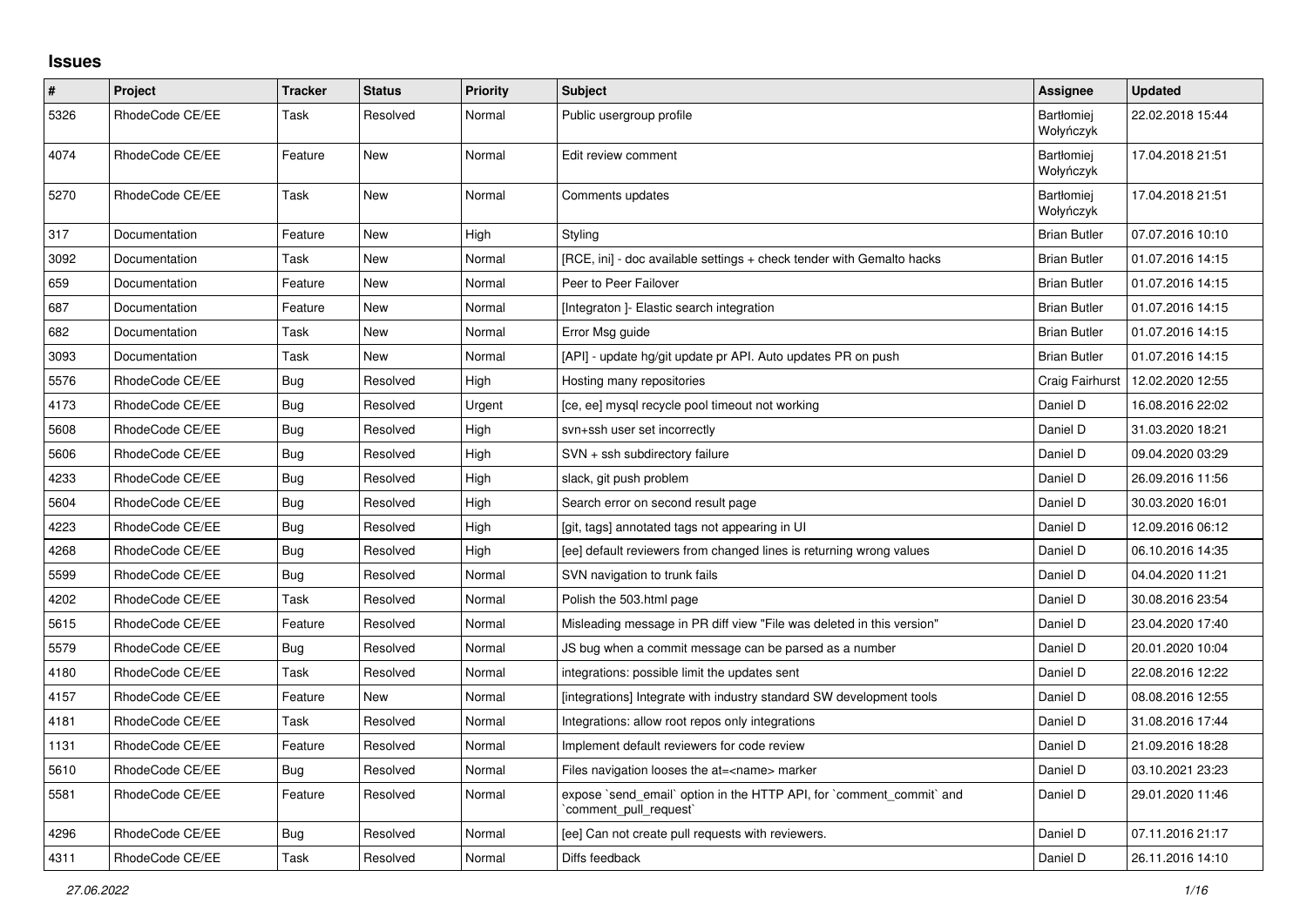# Issues

| # | Project | Tracker | Status | Priority | Subject | Assignee | Updated |
|---|---|---|---|---|---|---|---|
| 5326 | RhodeCode CE/EE | Task | Resolved | Normal | Public usergroup profile | Bartłomiej Wołyńczyk | 22.02.2018 15:44 |
| 4074 | RhodeCode CE/EE | Feature | New | Normal | Edit review comment | Bartłomiej Wołyńczyk | 17.04.2018 21:51 |
| 5270 | RhodeCode CE/EE | Task | New | Normal | Comments updates | Bartłomiej Wołyńczyk | 17.04.2018 21:51 |
| 317 | Documentation | Feature | New | High | Styling | Brian Butler | 07.07.2016 10:10 |
| 3092 | Documentation | Task | New | Normal | [RCE, ini] - doc available settings + check tender with Gemalto hacks | Brian Butler | 01.07.2016 14:15 |
| 659 | Documentation | Feature | New | Normal | Peer to Peer Failover | Brian Butler | 01.07.2016 14:15 |
| 687 | Documentation | Feature | New | Normal | [Integraton ]- Elastic search integration | Brian Butler | 01.07.2016 14:15 |
| 682 | Documentation | Task | New | Normal | Error Msg guide | Brian Butler | 01.07.2016 14:15 |
| 3093 | Documentation | Task | New | Normal | [API] - update hg/git update pr API. Auto updates PR on push | Brian Butler | 01.07.2016 14:15 |
| 5576 | RhodeCode CE/EE | Bug | Resolved | High | Hosting many repositories | Craig Fairhurst | 12.02.2020 12:55 |
| 4173 | RhodeCode CE/EE | Bug | Resolved | Urgent | [ce, ee] mysql recycle pool timeout not working | Daniel D | 16.08.2016 22:02 |
| 5608 | RhodeCode CE/EE | Bug | Resolved | High | svn+ssh user set incorrectly | Daniel D | 31.03.2020 18:21 |
| 5606 | RhodeCode CE/EE | Bug | Resolved | High | SVN + ssh subdirectory failure | Daniel D | 09.04.2020 03:29 |
| 4233 | RhodeCode CE/EE | Bug | Resolved | High | slack, git push problem | Daniel D | 26.09.2016 11:56 |
| 5604 | RhodeCode CE/EE | Bug | Resolved | High | Search error on second result page | Daniel D | 30.03.2020 16:01 |
| 4223 | RhodeCode CE/EE | Bug | Resolved | High | [git, tags] annotated tags not appearing in UI | Daniel D | 12.09.2016 06:12 |
| 4268 | RhodeCode CE/EE | Bug | Resolved | High | [ee] default reviewers from changed lines is returning wrong values | Daniel D | 06.10.2016 14:35 |
| 5599 | RhodeCode CE/EE | Bug | Resolved | Normal | SVN navigation to trunk fails | Daniel D | 04.04.2020 11:21 |
| 4202 | RhodeCode CE/EE | Task | Resolved | Normal | Polish the 503.html page | Daniel D | 30.08.2016 23:54 |
| 5615 | RhodeCode CE/EE | Feature | Resolved | Normal | Misleading message in PR diff view "File was deleted in this version" | Daniel D | 23.04.2020 17:40 |
| 5579 | RhodeCode CE/EE | Bug | Resolved | Normal | JS bug when a commit message can be parsed as a number | Daniel D | 20.01.2020 10:04 |
| 4180 | RhodeCode CE/EE | Task | Resolved | Normal | integrations: possible limit the updates sent | Daniel D | 22.08.2016 12:22 |
| 4157 | RhodeCode CE/EE | Feature | New | Normal | [integrations] Integrate with industry standard SW development tools | Daniel D | 08.08.2016 12:55 |
| 4181 | RhodeCode CE/EE | Task | Resolved | Normal | Integrations: allow root repos only integrations | Daniel D | 31.08.2016 17:44 |
| 1131 | RhodeCode CE/EE | Feature | Resolved | Normal | Implement default reviewers for code review | Daniel D | 21.09.2016 18:28 |
| 5610 | RhodeCode CE/EE | Bug | Resolved | Normal | Files navigation looses the at=<name> marker | Daniel D | 03.10.2021 23:23 |
| 5581 | RhodeCode CE/EE | Feature | Resolved | Normal | expose `send_email` option in the HTTP API, for `comment_commit` and `comment_pull_request` | Daniel D | 29.01.2020 11:46 |
| 4296 | RhodeCode CE/EE | Bug | Resolved | Normal | [ee] Can not create pull requests with reviewers. | Daniel D | 07.11.2016 21:17 |
| 4311 | RhodeCode CE/EE | Task | Resolved | Normal | Diffs feedback | Daniel D | 26.11.2016 14:10 |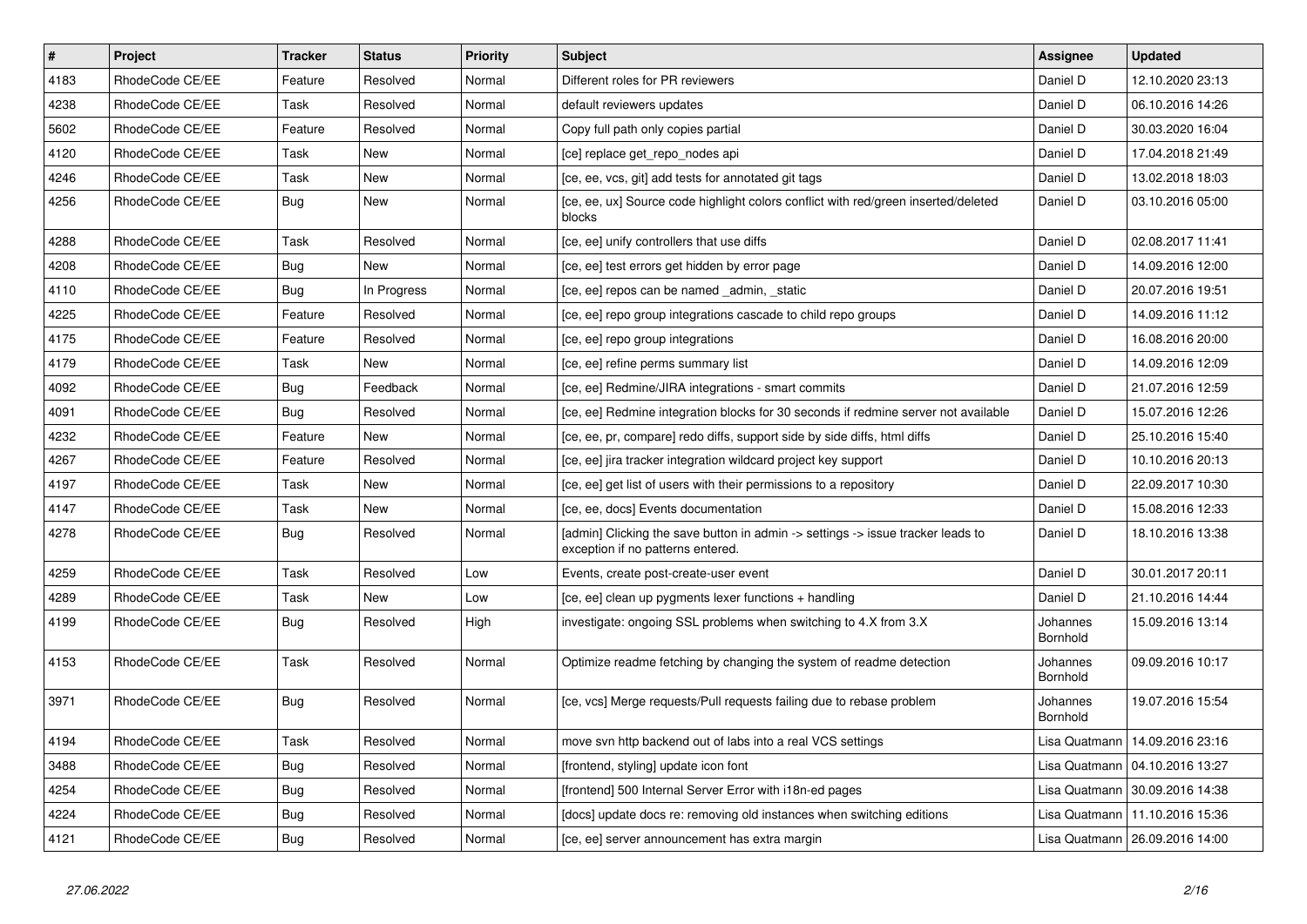| # | Project | Tracker | Status | Priority | Subject | Assignee | Updated |
|---|---|---|---|---|---|---|---|
| 4183 | RhodeCode CE/EE | Feature | Resolved | Normal | Different roles for PR reviewers | Daniel D | 12.10.2020 23:13 |
| 4238 | RhodeCode CE/EE | Task | Resolved | Normal | default reviewers updates | Daniel D | 06.10.2016 14:26 |
| 5602 | RhodeCode CE/EE | Feature | Resolved | Normal | Copy full path only copies partial | Daniel D | 30.03.2020 16:04 |
| 4120 | RhodeCode CE/EE | Task | New | Normal | [ce] replace get_repo_nodes api | Daniel D | 17.04.2018 21:49 |
| 4246 | RhodeCode CE/EE | Task | New | Normal | [ce, ee, vcs, git] add tests for annotated git tags | Daniel D | 13.02.2018 18:03 |
| 4256 | RhodeCode CE/EE | Bug | New | Normal | [ce, ee, ux] Source code highlight colors conflict with red/green inserted/deleted blocks | Daniel D | 03.10.2016 05:00 |
| 4288 | RhodeCode CE/EE | Task | Resolved | Normal | [ce, ee] unify controllers that use diffs | Daniel D | 02.08.2017 11:41 |
| 4208 | RhodeCode CE/EE | Bug | New | Normal | [ce, ee] test errors get hidden by error page | Daniel D | 14.09.2016 12:00 |
| 4110 | RhodeCode CE/EE | Bug | In Progress | Normal | [ce, ee] repos can be named _admin, _static | Daniel D | 20.07.2016 19:51 |
| 4225 | RhodeCode CE/EE | Feature | Resolved | Normal | [ce, ee] repo group integrations cascade to child repo groups | Daniel D | 14.09.2016 11:12 |
| 4175 | RhodeCode CE/EE | Feature | Resolved | Normal | [ce, ee] repo group integrations | Daniel D | 16.08.2016 20:00 |
| 4179 | RhodeCode CE/EE | Task | New | Normal | [ce, ee] refine perms summary list | Daniel D | 14.09.2016 12:09 |
| 4092 | RhodeCode CE/EE | Bug | Feedback | Normal | [ce, ee] Redmine/JIRA integrations - smart commits | Daniel D | 21.07.2016 12:59 |
| 4091 | RhodeCode CE/EE | Bug | Resolved | Normal | [ce, ee] Redmine integration blocks for 30 seconds if redmine server not available | Daniel D | 15.07.2016 12:26 |
| 4232 | RhodeCode CE/EE | Feature | New | Normal | [ce, ee, pr, compare] redo diffs, support side by side diffs, html diffs | Daniel D | 25.10.2016 15:40 |
| 4267 | RhodeCode CE/EE | Feature | Resolved | Normal | [ce, ee] jira tracker integration wildcard project key support | Daniel D | 10.10.2016 20:13 |
| 4197 | RhodeCode CE/EE | Task | New | Normal | [ce, ee] get list of users with their permissions to a repository | Daniel D | 22.09.2017 10:30 |
| 4147 | RhodeCode CE/EE | Task | New | Normal | [ce, ee, docs] Events documentation | Daniel D | 15.08.2016 12:33 |
| 4278 | RhodeCode CE/EE | Bug | Resolved | Normal | [admin] Clicking the save button in admin -> settings -> issue tracker leads to exception if no patterns entered. | Daniel D | 18.10.2016 13:38 |
| 4259 | RhodeCode CE/EE | Task | Resolved | Low | Events, create post-create-user event | Daniel D | 30.01.2017 20:11 |
| 4289 | RhodeCode CE/EE | Task | New | Low | [ce, ee] clean up pygments lexer functions + handling | Daniel D | 21.10.2016 14:44 |
| 4199 | RhodeCode CE/EE | Bug | Resolved | High | investigate: ongoing SSL problems when switching to 4.X from 3.X | Johannes Bornhold | 15.09.2016 13:14 |
| 4153 | RhodeCode CE/EE | Task | Resolved | Normal | Optimize readme fetching by changing the system of readme detection | Johannes Bornhold | 09.09.2016 10:17 |
| 3971 | RhodeCode CE/EE | Bug | Resolved | Normal | [ce, vcs] Merge requests/Pull requests failing due to rebase problem | Johannes Bornhold | 19.07.2016 15:54 |
| 4194 | RhodeCode CE/EE | Task | Resolved | Normal | move svn http backend out of labs into a real VCS settings | Lisa Quatmann | 14.09.2016 23:16 |
| 3488 | RhodeCode CE/EE | Bug | Resolved | Normal | [frontend, styling] update icon font | Lisa Quatmann | 04.10.2016 13:27 |
| 4254 | RhodeCode CE/EE | Bug | Resolved | Normal | [frontend] 500 Internal Server Error with i18n-ed pages | Lisa Quatmann | 30.09.2016 14:38 |
| 4224 | RhodeCode CE/EE | Bug | Resolved | Normal | [docs] update docs re: removing old instances when switching editions | Lisa Quatmann | 11.10.2016 15:36 |
| 4121 | RhodeCode CE/EE | Bug | Resolved | Normal | [ce, ee] server announcement has extra margin | Lisa Quatmann | 26.09.2016 14:00 |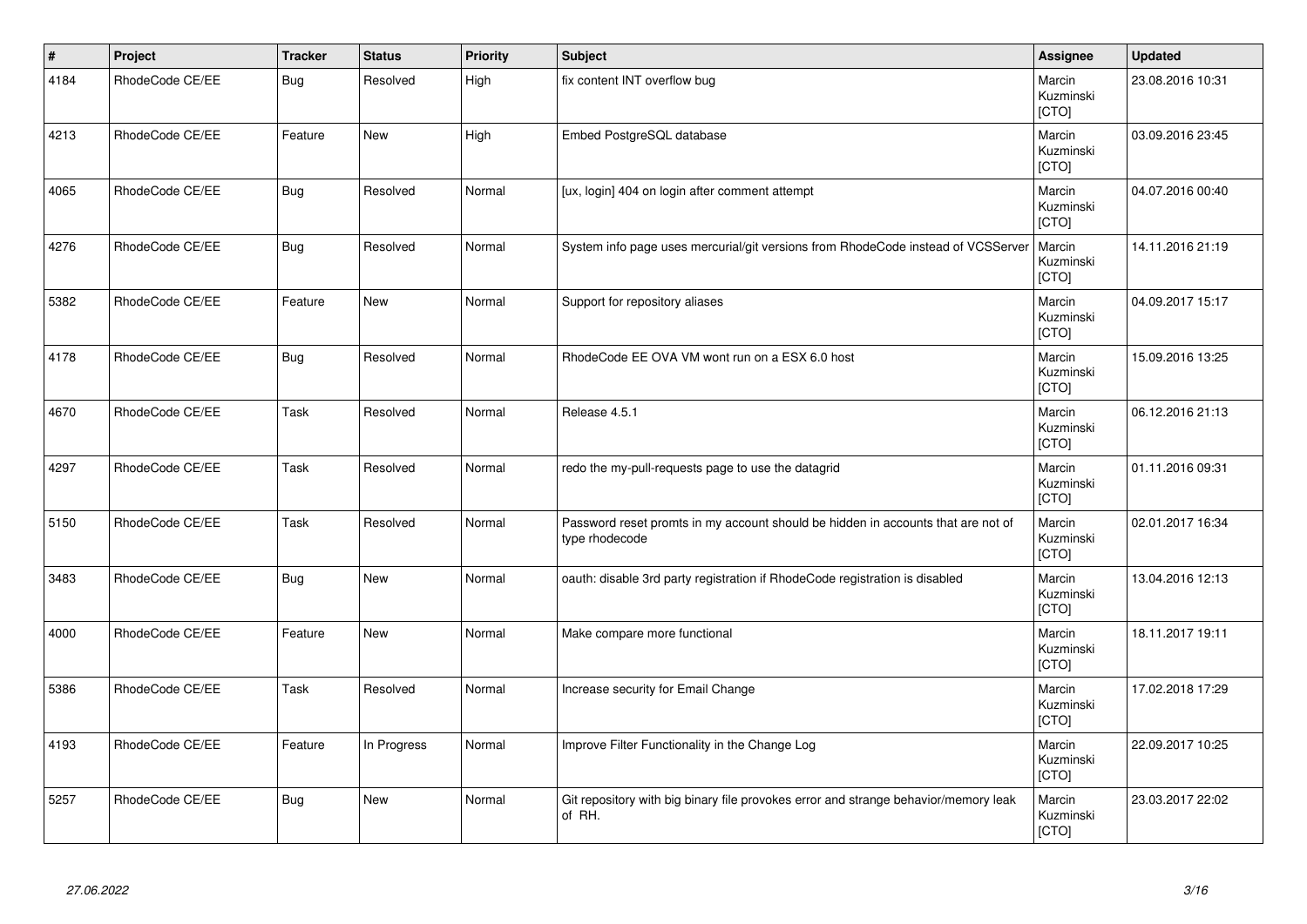| # | Project | Tracker | Status | Priority | Subject | Assignee | Updated |
|---|---|---|---|---|---|---|---|
| 4184 | RhodeCode CE/EE | Bug | Resolved | High | fix content INT overflow bug | Marcin Kuzminski [CTO] | 23.08.2016 10:31 |
| 4213 | RhodeCode CE/EE | Feature | New | High | Embed PostgreSQL database | Marcin Kuzminski [CTO] | 03.09.2016 23:45 |
| 4065 | RhodeCode CE/EE | Bug | Resolved | Normal | [ux, login] 404 on login after comment attempt | Marcin Kuzminski [CTO] | 04.07.2016 00:40 |
| 4276 | RhodeCode CE/EE | Bug | Resolved | Normal | System info page uses mercurial/git versions from RhodeCode instead of VCSServer | Marcin Kuzminski [CTO] | 14.11.2016 21:19 |
| 5382 | RhodeCode CE/EE | Feature | New | Normal | Support for repository aliases | Marcin Kuzminski [CTO] | 04.09.2017 15:17 |
| 4178 | RhodeCode CE/EE | Bug | Resolved | Normal | RhodeCode EE OVA VM wont run on a ESX 6.0 host | Marcin Kuzminski [CTO] | 15.09.2016 13:25 |
| 4670 | RhodeCode CE/EE | Task | Resolved | Normal | Release 4.5.1 | Marcin Kuzminski [CTO] | 06.12.2016 21:13 |
| 4297 | RhodeCode CE/EE | Task | Resolved | Normal | redo the my-pull-requests page to use the datagrid | Marcin Kuzminski [CTO] | 01.11.2016 09:31 |
| 5150 | RhodeCode CE/EE | Task | Resolved | Normal | Password reset promts in my account should be hidden in accounts that are not of type rhodecode | Marcin Kuzminski [CTO] | 02.01.2017 16:34 |
| 3483 | RhodeCode CE/EE | Bug | New | Normal | oauth: disable 3rd party registration if RhodeCode registration is disabled | Marcin Kuzminski [CTO] | 13.04.2016 12:13 |
| 4000 | RhodeCode CE/EE | Feature | New | Normal | Make compare more functional | Marcin Kuzminski [CTO] | 18.11.2017 19:11 |
| 5386 | RhodeCode CE/EE | Task | Resolved | Normal | Increase security for Email Change | Marcin Kuzminski [CTO] | 17.02.2018 17:29 |
| 4193 | RhodeCode CE/EE | Feature | In Progress | Normal | Improve Filter Functionality in the Change Log | Marcin Kuzminski [CTO] | 22.09.2017 10:25 |
| 5257 | RhodeCode CE/EE | Bug | New | Normal | Git repository with big binary file provokes error and strange behavior/memory leak of RH. | Marcin Kuzminski [CTO] | 23.03.2017 22:02 |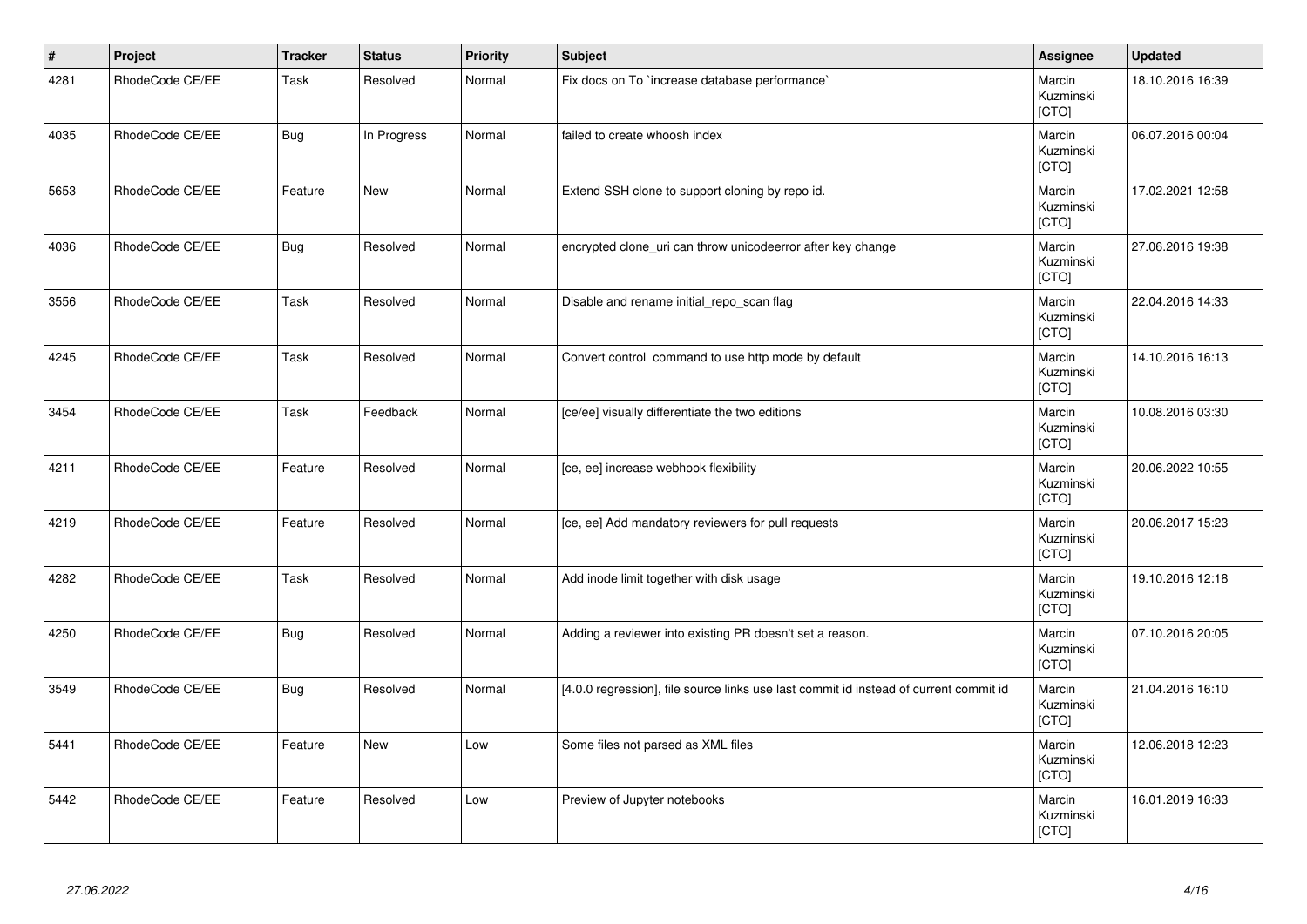| # | Project | Tracker | Status | Priority | Subject | Assignee | Updated |
|---|---|---|---|---|---|---|---|
| 4281 | RhodeCode CE/EE | Task | Resolved | Normal | Fix docs on To `increase database performance` | Marcin Kuzminski [CTO] | 18.10.2016 16:39 |
| 4035 | RhodeCode CE/EE | Bug | In Progress | Normal | failed to create whoosh index | Marcin Kuzminski [CTO] | 06.07.2016 00:04 |
| 5653 | RhodeCode CE/EE | Feature | New | Normal | Extend SSH clone to support cloning by repo id. | Marcin Kuzminski [CTO] | 17.02.2021 12:58 |
| 4036 | RhodeCode CE/EE | Bug | Resolved | Normal | encrypted clone_uri can throw unicodeerror after key change | Marcin Kuzminski [CTO] | 27.06.2016 19:38 |
| 3556 | RhodeCode CE/EE | Task | Resolved | Normal | Disable and rename initial_repo_scan flag | Marcin Kuzminski [CTO] | 22.04.2016 14:33 |
| 4245 | RhodeCode CE/EE | Task | Resolved | Normal | Convert control command to use http mode by default | Marcin Kuzminski [CTO] | 14.10.2016 16:13 |
| 3454 | RhodeCode CE/EE | Task | Feedback | Normal | [ce/ee] visually differentiate the two editions | Marcin Kuzminski [CTO] | 10.08.2016 03:30 |
| 4211 | RhodeCode CE/EE | Feature | Resolved | Normal | [ce, ee] increase webhook flexibility | Marcin Kuzminski [CTO] | 20.06.2022 10:55 |
| 4219 | RhodeCode CE/EE | Feature | Resolved | Normal | [ce, ee] Add mandatory reviewers for pull requests | Marcin Kuzminski [CTO] | 20.06.2017 15:23 |
| 4282 | RhodeCode CE/EE | Task | Resolved | Normal | Add inode limit together with disk usage | Marcin Kuzminski [CTO] | 19.10.2016 12:18 |
| 4250 | RhodeCode CE/EE | Bug | Resolved | Normal | Adding a reviewer into existing PR doesn't set a reason. | Marcin Kuzminski [CTO] | 07.10.2016 20:05 |
| 3549 | RhodeCode CE/EE | Bug | Resolved | Normal | [4.0.0 regression], file source links use last commit id instead of current commit id | Marcin Kuzminski [CTO] | 21.04.2016 16:10 |
| 5441 | RhodeCode CE/EE | Feature | New | Low | Some files not parsed as XML files | Marcin Kuzminski [CTO] | 12.06.2018 12:23 |
| 5442 | RhodeCode CE/EE | Feature | Resolved | Low | Preview of Jupyter notebooks | Marcin Kuzminski [CTO] | 16.01.2019 16:33 |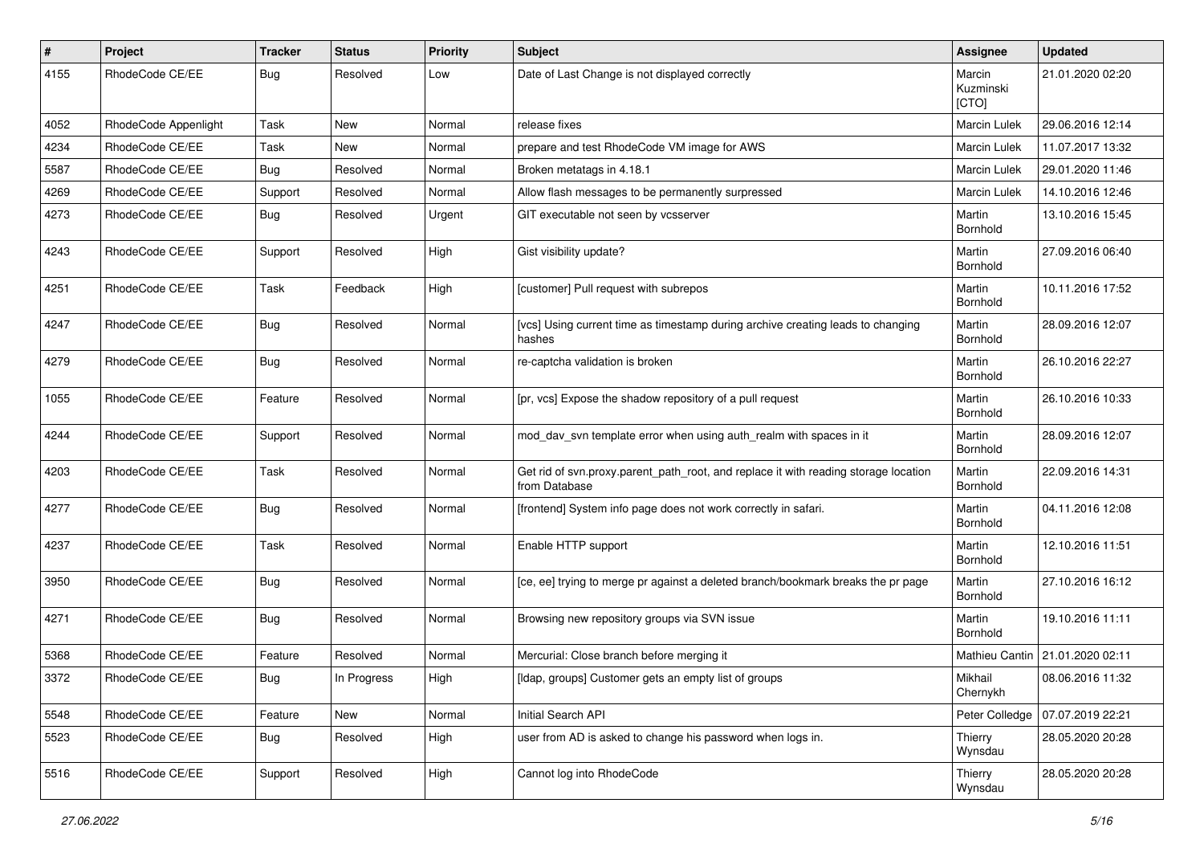| # | Project | Tracker | Status | Priority | Subject | Assignee | Updated |
|---|---|---|---|---|---|---|---|
| 4155 | RhodeCode CE/EE | Bug | Resolved | Low | Date of Last Change is not displayed correctly | Marcin Kuzminski [CTO] | 21.01.2020 02:20 |
| 4052 | RhodeCode Appenlight | Task | New | Normal | release fixes | Marcin Lulek | 29.06.2016 12:14 |
| 4234 | RhodeCode CE/EE | Task | New | Normal | prepare and test RhodeCode VM image for AWS | Marcin Lulek | 11.07.2017 13:32 |
| 5587 | RhodeCode CE/EE | Bug | Resolved | Normal | Broken metatags in 4.18.1 | Marcin Lulek | 29.01.2020 11:46 |
| 4269 | RhodeCode CE/EE | Support | Resolved | Normal | Allow flash messages to be permanently surpressed | Marcin Lulek | 14.10.2016 12:46 |
| 4273 | RhodeCode CE/EE | Bug | Resolved | Urgent | GIT executable not seen by vcsserver | Martin Bornhold | 13.10.2016 15:45 |
| 4243 | RhodeCode CE/EE | Support | Resolved | High | Gist visibility update? | Martin Bornhold | 27.09.2016 06:40 |
| 4251 | RhodeCode CE/EE | Task | Feedback | High | [customer] Pull request with subrepos | Martin Bornhold | 10.11.2016 17:52 |
| 4247 | RhodeCode CE/EE | Bug | Resolved | Normal | [vcs] Using current time as timestamp during archive creating leads to changing hashes | Martin Bornhold | 28.09.2016 12:07 |
| 4279 | RhodeCode CE/EE | Bug | Resolved | Normal | re-captcha validation is broken | Martin Bornhold | 26.10.2016 22:27 |
| 1055 | RhodeCode CE/EE | Feature | Resolved | Normal | [pr, vcs] Expose the shadow repository of a pull request | Martin Bornhold | 26.10.2016 10:33 |
| 4244 | RhodeCode CE/EE | Support | Resolved | Normal | mod_dav_svn template error when using auth_realm with spaces in it | Martin Bornhold | 28.09.2016 12:07 |
| 4203 | RhodeCode CE/EE | Task | Resolved | Normal | Get rid of svn.proxy.parent_path_root, and replace it with reading storage location from Database | Martin Bornhold | 22.09.2016 14:31 |
| 4277 | RhodeCode CE/EE | Bug | Resolved | Normal | [frontend] System info page does not work correctly in safari. | Martin Bornhold | 04.11.2016 12:08 |
| 4237 | RhodeCode CE/EE | Task | Resolved | Normal | Enable HTTP support | Martin Bornhold | 12.10.2016 11:51 |
| 3950 | RhodeCode CE/EE | Bug | Resolved | Normal | [ce, ee] trying to merge pr against a deleted branch/bookmark breaks the pr page | Martin Bornhold | 27.10.2016 16:12 |
| 4271 | RhodeCode CE/EE | Bug | Resolved | Normal | Browsing new repository groups via SVN issue | Martin Bornhold | 19.10.2016 11:11 |
| 5368 | RhodeCode CE/EE | Feature | Resolved | Normal | Mercurial: Close branch before merging it | Mathieu Cantin | 21.01.2020 02:11 |
| 3372 | RhodeCode CE/EE | Bug | In Progress | High | [ldap, groups] Customer gets an empty list of groups | Mikhail Chernykh | 08.06.2016 11:32 |
| 5548 | RhodeCode CE/EE | Feature | New | Normal | Initial Search API | Peter Colledge | 07.07.2019 22:21 |
| 5523 | RhodeCode CE/EE | Bug | Resolved | High | user from AD is asked to change his password when logs in. | Thierry Wynsdau | 28.05.2020 20:28 |
| 5516 | RhodeCode CE/EE | Support | Resolved | High | Cannot log into RhodeCode | Thierry Wynsdau | 28.05.2020 20:28 |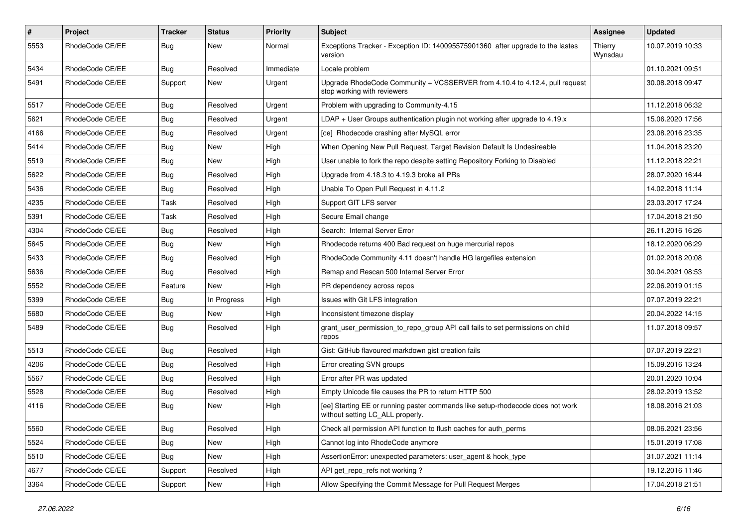| # | Project | Tracker | Status | Priority | Subject | Assignee | Updated |
|---|---|---|---|---|---|---|---|
| 5553 | RhodeCode CE/EE | Bug | New | Normal | Exceptions Tracker - Exception ID: 140095575901360 after upgrade to the lastes version | Thierry Wynsdau | 10.07.2019 10:33 |
| 5434 | RhodeCode CE/EE | Bug | Resolved | Immediate | Locale problem | | 01.10.2021 09:51 |
| 5491 | RhodeCode CE/EE | Support | New | Urgent | Upgrade RhodeCode Community + VCSSERVER from 4.10.4 to 4.12.4, pull request stop working with reviewers | | 30.08.2018 09:47 |
| 5517 | RhodeCode CE/EE | Bug | Resolved | Urgent | Problem with upgrading to Community-4.15 | | 11.12.2018 06:32 |
| 5621 | RhodeCode CE/EE | Bug | Resolved | Urgent | LDAP + User Groups authentication plugin not working after upgrade to 4.19.x | | 15.06.2020 17:56 |
| 4166 | RhodeCode CE/EE | Bug | Resolved | Urgent | [ce] Rhodecode crashing after MySQL error | | 23.08.2016 23:35 |
| 5414 | RhodeCode CE/EE | Bug | New | High | When Opening New Pull Request, Target Revision Default Is Undesireable | | 11.04.2018 23:20 |
| 5519 | RhodeCode CE/EE | Bug | New | High | User unable to fork the repo despite setting Repository Forking to Disabled | | 11.12.2018 22:21 |
| 5622 | RhodeCode CE/EE | Bug | Resolved | High | Upgrade from 4.18.3 to 4.19.3 broke all PRs | | 28.07.2020 16:44 |
| 5436 | RhodeCode CE/EE | Bug | Resolved | High | Unable To Open Pull Request in 4.11.2 | | 14.02.2018 11:14 |
| 4235 | RhodeCode CE/EE | Task | Resolved | High | Support GIT LFS server | | 23.03.2017 17:24 |
| 5391 | RhodeCode CE/EE | Task | Resolved | High | Secure Email change | | 17.04.2018 21:50 |
| 4304 | RhodeCode CE/EE | Bug | Resolved | High | Search: Internal Server Error | | 26.11.2016 16:26 |
| 5645 | RhodeCode CE/EE | Bug | New | High | Rhodecode returns 400 Bad request on huge mercurial repos | | 18.12.2020 06:29 |
| 5433 | RhodeCode CE/EE | Bug | Resolved | High | RhodeCode Community 4.11 doesn't handle HG largefiles extension | | 01.02.2018 20:08 |
| 5636 | RhodeCode CE/EE | Bug | Resolved | High | Remap and Rescan 500 Internal Server Error | | 30.04.2021 08:53 |
| 5552 | RhodeCode CE/EE | Feature | New | High | PR dependency across repos | | 22.06.2019 01:15 |
| 5399 | RhodeCode CE/EE | Bug | In Progress | High | Issues with Git LFS integration | | 07.07.2019 22:21 |
| 5680 | RhodeCode CE/EE | Bug | New | High | Inconsistent timezone display | | 20.04.2022 14:15 |
| 5489 | RhodeCode CE/EE | Bug | Resolved | High | grant_user_permission_to_repo_group API call fails to set permissions on child repos | | 11.07.2018 09:57 |
| 5513 | RhodeCode CE/EE | Bug | Resolved | High | Gist: GitHub flavoured markdown gist creation fails | | 07.07.2019 22:21 |
| 4206 | RhodeCode CE/EE | Bug | Resolved | High | Error creating SVN groups | | 15.09.2016 13:24 |
| 5567 | RhodeCode CE/EE | Bug | Resolved | High | Error after PR was updated | | 20.01.2020 10:04 |
| 5528 | RhodeCode CE/EE | Bug | Resolved | High | Empty Unicode file causes the PR to return HTTP 500 | | 28.02.2019 13:52 |
| 4116 | RhodeCode CE/EE | Bug | New | High | [ee] Starting EE or running paster commands like setup-rhodecode does not work without setting LC_ALL properly. | | 18.08.2016 21:03 |
| 5560 | RhodeCode CE/EE | Bug | Resolved | High | Check all permission API function to flush caches for auth_perms | | 08.06.2021 23:56 |
| 5524 | RhodeCode CE/EE | Bug | New | High | Cannot log into RhodeCode anymore | | 15.01.2019 17:08 |
| 5510 | RhodeCode CE/EE | Bug | New | High | AssertionError: unexpected parameters: user_agent & hook_type | | 31.07.2021 11:14 |
| 4677 | RhodeCode CE/EE | Support | Resolved | High | API get_repo_refs not working ? | | 19.12.2016 11:46 |
| 3364 | RhodeCode CE/EE | Support | New | High | Allow Specifying the Commit Message for Pull Request Merges | | 17.04.2018 21:51 |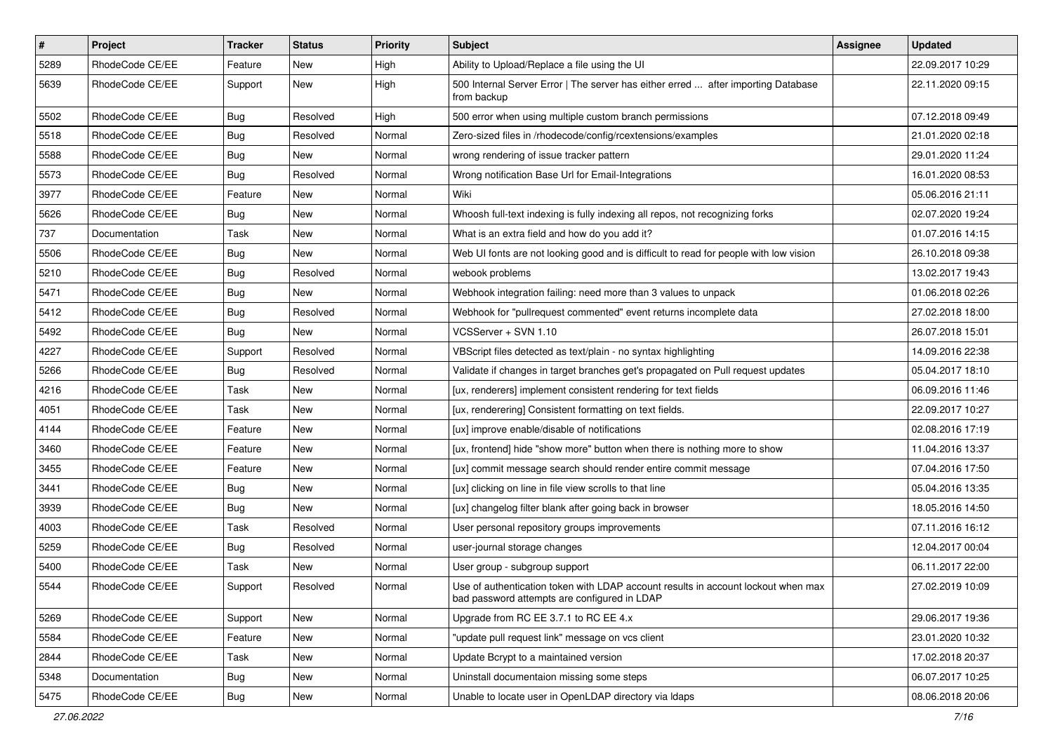| # | Project | Tracker | Status | Priority | Subject | Assignee | Updated |
|---|---|---|---|---|---|---|---|
| 5289 | RhodeCode CE/EE | Feature | New | High | Ability to Upload/Replace a file using the UI | | 22.09.2017 10:29 |
| 5639 | RhodeCode CE/EE | Support | New | High | 500 Internal Server Error \| The server has either erred ... after importing Database from backup | | 22.11.2020 09:15 |
| 5502 | RhodeCode CE/EE | Bug | Resolved | High | 500 error when using multiple custom branch permissions | | 07.12.2018 09:49 |
| 5518 | RhodeCode CE/EE | Bug | Resolved | Normal | Zero-sized files in /rhodecode/config/rcextensions/examples | | 21.01.2020 02:18 |
| 5588 | RhodeCode CE/EE | Bug | New | Normal | wrong rendering of issue tracker pattern | | 29.01.2020 11:24 |
| 5573 | RhodeCode CE/EE | Bug | Resolved | Normal | Wrong notification Base Url for Email-Integrations | | 16.01.2020 08:53 |
| 3977 | RhodeCode CE/EE | Feature | New | Normal | Wiki | | 05.06.2016 21:11 |
| 5626 | RhodeCode CE/EE | Bug | New | Normal | Whoosh full-text indexing is fully indexing all repos, not recognizing forks | | 02.07.2020 19:24 |
| 737 | Documentation | Task | New | Normal | What is an extra field and how do you add it? | | 01.07.2016 14:15 |
| 5506 | RhodeCode CE/EE | Bug | New | Normal | Web UI fonts are not looking good and is difficult to read for people with low vision | | 26.10.2018 09:38 |
| 5210 | RhodeCode CE/EE | Bug | Resolved | Normal | webook problems | | 13.02.2017 19:43 |
| 5471 | RhodeCode CE/EE | Bug | New | Normal | Webhook integration failing: need more than 3 values to unpack | | 01.06.2018 02:26 |
| 5412 | RhodeCode CE/EE | Bug | Resolved | Normal | Webhook for "pullrequest commented" event returns incomplete data | | 27.02.2018 18:00 |
| 5492 | RhodeCode CE/EE | Bug | New | Normal | VCSServer + SVN 1.10 | | 26.07.2018 15:01 |
| 4227 | RhodeCode CE/EE | Support | Resolved | Normal | VBScript files detected as text/plain - no syntax highlighting | | 14.09.2016 22:38 |
| 5266 | RhodeCode CE/EE | Bug | Resolved | Normal | Validate if changes in target branches get's propagated on Pull request updates | | 05.04.2017 18:10 |
| 4216 | RhodeCode CE/EE | Task | New | Normal | [ux, renderers] implement consistent rendering for text fields | | 06.09.2016 11:46 |
| 4051 | RhodeCode CE/EE | Task | New | Normal | [ux, renderering] Consistent formatting on text fields. | | 22.09.2017 10:27 |
| 4144 | RhodeCode CE/EE | Feature | New | Normal | [ux] improve enable/disable of notifications | | 02.08.2016 17:19 |
| 3460 | RhodeCode CE/EE | Feature | New | Normal | [ux, frontend] hide "show more" button when there is nothing more to show | | 11.04.2016 13:37 |
| 3455 | RhodeCode CE/EE | Feature | New | Normal | [ux] commit message search should render entire commit message | | 07.04.2016 17:50 |
| 3441 | RhodeCode CE/EE | Bug | New | Normal | [ux] clicking on line in file view scrolls to that line | | 05.04.2016 13:35 |
| 3939 | RhodeCode CE/EE | Bug | New | Normal | [ux] changelog filter blank after going back in browser | | 18.05.2016 14:50 |
| 4003 | RhodeCode CE/EE | Task | Resolved | Normal | User personal repository groups improvements | | 07.11.2016 16:12 |
| 5259 | RhodeCode CE/EE | Bug | Resolved | Normal | user-journal storage changes | | 12.04.2017 00:04 |
| 5400 | RhodeCode CE/EE | Task | New | Normal | User group - subgroup support | | 06.11.2017 22:00 |
| 5544 | RhodeCode CE/EE | Support | Resolved | Normal | Use of authentication token with LDAP account results in account lockout when max bad password attempts are configured in LDAP | | 27.02.2019 10:09 |
| 5269 | RhodeCode CE/EE | Support | New | Normal | Upgrade from RC EE 3.7.1 to RC EE 4.x | | 29.06.2017 19:36 |
| 5584 | RhodeCode CE/EE | Feature | New | Normal | "update pull request link" message on vcs client | | 23.01.2020 10:32 |
| 2844 | RhodeCode CE/EE | Task | New | Normal | Update Bcrypt to a maintained version | | 17.02.2018 20:37 |
| 5348 | Documentation | Bug | New | Normal | Uninstall documentaion missing some steps | | 06.07.2017 10:25 |
| 5475 | RhodeCode CE/EE | Bug | New | Normal | Unable to locate user in OpenLDAP directory via ldaps | | 08.06.2018 20:06 |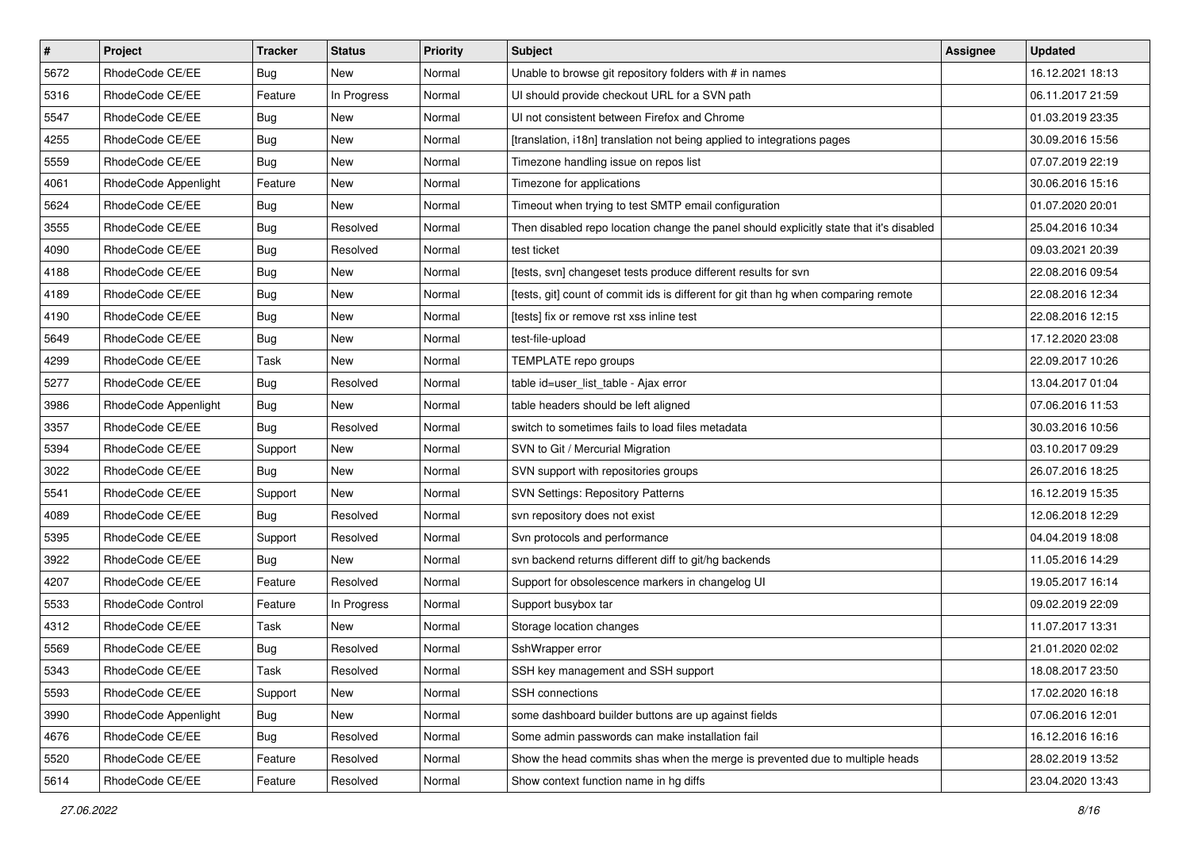| # | Project | Tracker | Status | Priority | Subject | Assignee | Updated |
|---|---|---|---|---|---|---|---|
| 5672 | RhodeCode CE/EE | Bug | New | Normal | Unable to browse git repository folders with # in names | | 16.12.2021 18:13 |
| 5316 | RhodeCode CE/EE | Feature | In Progress | Normal | UI should provide checkout URL for a SVN path | | 06.11.2017 21:59 |
| 5547 | RhodeCode CE/EE | Bug | New | Normal | UI not consistent between Firefox and Chrome | | 01.03.2019 23:35 |
| 4255 | RhodeCode CE/EE | Bug | New | Normal | [translation, i18n] translation not being applied to integrations pages | | 30.09.2016 15:56 |
| 5559 | RhodeCode CE/EE | Bug | New | Normal | Timezone handling issue on repos list | | 07.07.2019 22:19 |
| 4061 | RhodeCode Appenlight | Feature | New | Normal | Timezone for applications | | 30.06.2016 15:16 |
| 5624 | RhodeCode CE/EE | Bug | New | Normal | Timeout when trying to test SMTP email configuration | | 01.07.2020 20:01 |
| 3555 | RhodeCode CE/EE | Bug | Resolved | Normal | Then disabled repo location change the panel should explicitly state that it's disabled | | 25.04.2016 10:34 |
| 4090 | RhodeCode CE/EE | Bug | Resolved | Normal | test ticket | | 09.03.2021 20:39 |
| 4188 | RhodeCode CE/EE | Bug | New | Normal | [tests, svn] changeset tests produce different results for svn | | 22.08.2016 09:54 |
| 4189 | RhodeCode CE/EE | Bug | New | Normal | [tests, git] count of commit ids is different for git than hg when comparing remote | | 22.08.2016 12:34 |
| 4190 | RhodeCode CE/EE | Bug | New | Normal | [tests] fix or remove rst xss inline test | | 22.08.2016 12:15 |
| 5649 | RhodeCode CE/EE | Bug | New | Normal | test-file-upload | | 17.12.2020 23:08 |
| 4299 | RhodeCode CE/EE | Task | New | Normal | TEMPLATE repo groups | | 22.09.2017 10:26 |
| 5277 | RhodeCode CE/EE | Bug | Resolved | Normal | table id=user_list_table - Ajax error | | 13.04.2017 01:04 |
| 3986 | RhodeCode Appenlight | Bug | New | Normal | table headers should be left aligned | | 07.06.2016 11:53 |
| 3357 | RhodeCode CE/EE | Bug | Resolved | Normal | switch to sometimes fails to load files metadata | | 30.03.2016 10:56 |
| 5394 | RhodeCode CE/EE | Support | New | Normal | SVN to Git / Mercurial Migration | | 03.10.2017 09:29 |
| 3022 | RhodeCode CE/EE | Bug | New | Normal | SVN support with repositories groups | | 26.07.2016 18:25 |
| 5541 | RhodeCode CE/EE | Support | New | Normal | SVN Settings: Repository Patterns | | 16.12.2019 15:35 |
| 4089 | RhodeCode CE/EE | Bug | Resolved | Normal | svn repository does not exist | | 12.06.2018 12:29 |
| 5395 | RhodeCode CE/EE | Support | Resolved | Normal | Svn protocols and performance | | 04.04.2019 18:08 |
| 3922 | RhodeCode CE/EE | Bug | New | Normal | svn backend returns different diff to git/hg backends | | 11.05.2016 14:29 |
| 4207 | RhodeCode CE/EE | Feature | Resolved | Normal | Support for obsolescence markers in changelog UI | | 19.05.2017 16:14 |
| 5533 | RhodeCode Control | Feature | In Progress | Normal | Support busybox tar | | 09.02.2019 22:09 |
| 4312 | RhodeCode CE/EE | Task | New | Normal | Storage location changes | | 11.07.2017 13:31 |
| 5569 | RhodeCode CE/EE | Bug | Resolved | Normal | SshWrapper error | | 21.01.2020 02:02 |
| 5343 | RhodeCode CE/EE | Task | Resolved | Normal | SSH key management and SSH support | | 18.08.2017 23:50 |
| 5593 | RhodeCode CE/EE | Support | New | Normal | SSH connections | | 17.02.2020 16:18 |
| 3990 | RhodeCode Appenlight | Bug | New | Normal | some dashboard builder buttons are up against fields | | 07.06.2016 12:01 |
| 4676 | RhodeCode CE/EE | Bug | Resolved | Normal | Some admin passwords can make installation fail | | 16.12.2016 16:16 |
| 5520 | RhodeCode CE/EE | Feature | Resolved | Normal | Show the head commits shas when the merge is prevented due to multiple heads | | 28.02.2019 13:52 |
| 5614 | RhodeCode CE/EE | Feature | Resolved | Normal | Show context function name in hg diffs | | 23.04.2020 13:43 |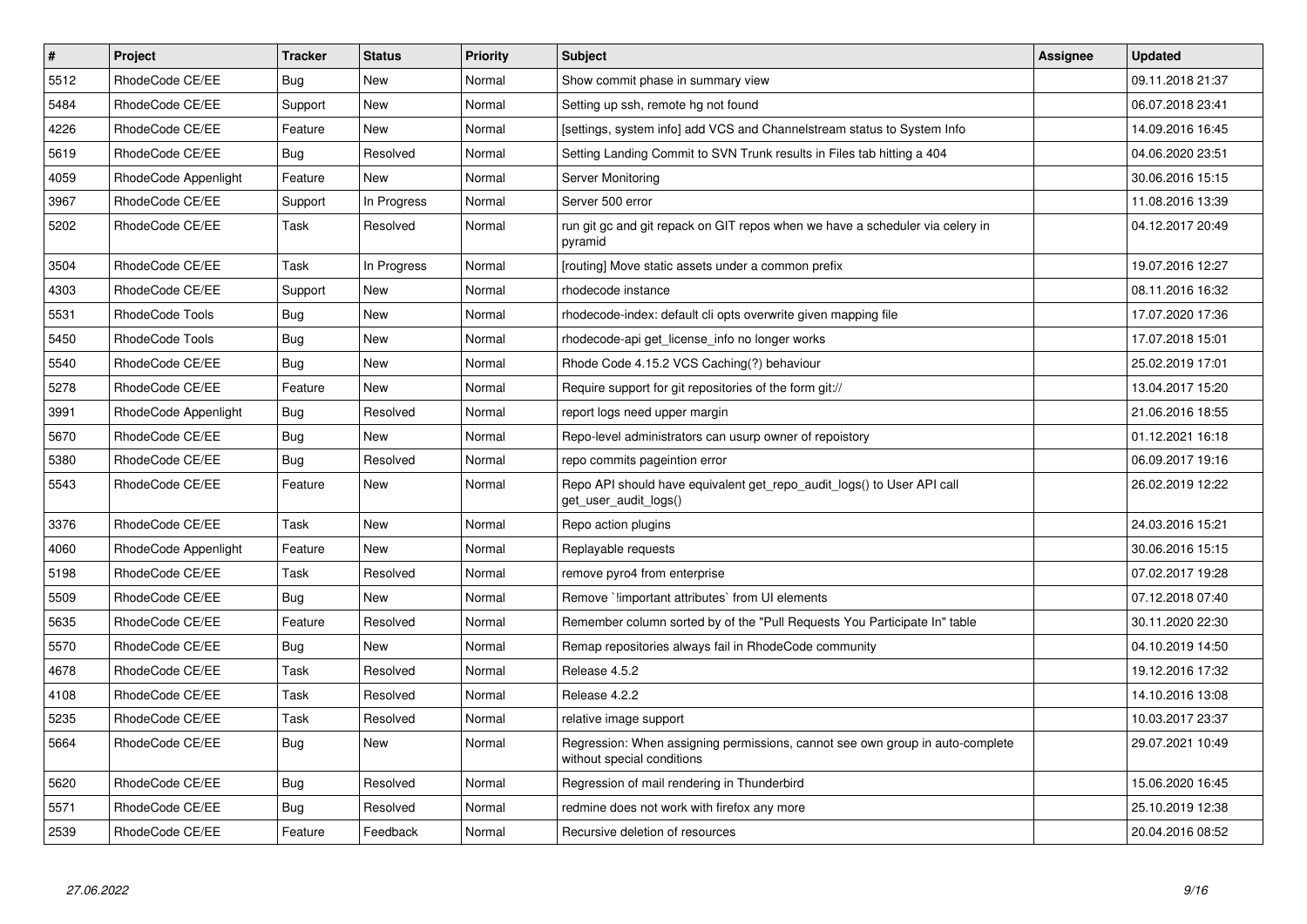| # | Project | Tracker | Status | Priority | Subject | Assignee | Updated |
|---|---|---|---|---|---|---|---|
| 5512 | RhodeCode CE/EE | Bug | New | Normal | Show commit phase in summary view | | 09.11.2018 21:37 |
| 5484 | RhodeCode CE/EE | Support | New | Normal | Setting up ssh, remote hg not found | | 06.07.2018 23:41 |
| 4226 | RhodeCode CE/EE | Feature | New | Normal | [settings, system info] add VCS and Channelstream status to System Info | | 14.09.2016 16:45 |
| 5619 | RhodeCode CE/EE | Bug | Resolved | Normal | Setting Landing Commit to SVN Trunk results in Files tab hitting a 404 | | 04.06.2020 23:51 |
| 4059 | RhodeCode Appenlight | Feature | New | Normal | Server Monitoring | | 30.06.2016 15:15 |
| 3967 | RhodeCode CE/EE | Support | In Progress | Normal | Server 500 error | | 11.08.2016 13:39 |
| 5202 | RhodeCode CE/EE | Task | Resolved | Normal | run git gc and git repack on GIT repos when we have a scheduler via celery in pyramid | | 04.12.2017 20:49 |
| 3504 | RhodeCode CE/EE | Task | In Progress | Normal | [routing] Move static assets under a common prefix | | 19.07.2016 12:27 |
| 4303 | RhodeCode CE/EE | Support | New | Normal | rhodecode instance | | 08.11.2016 16:32 |
| 5531 | RhodeCode Tools | Bug | New | Normal | rhodecode-index: default cli opts overwrite given mapping file | | 17.07.2020 17:36 |
| 5450 | RhodeCode Tools | Bug | New | Normal | rhodecode-api get_license_info no longer works | | 17.07.2018 15:01 |
| 5540 | RhodeCode CE/EE | Bug | New | Normal | Rhode Code 4.15.2 VCS Caching(?) behaviour | | 25.02.2019 17:01 |
| 5278 | RhodeCode CE/EE | Feature | New | Normal | Require support for git repositories of the form git:// | | 13.04.2017 15:20 |
| 3991 | RhodeCode Appenlight | Bug | Resolved | Normal | report logs need upper margin | | 21.06.2016 18:55 |
| 5670 | RhodeCode CE/EE | Bug | New | Normal | Repo-level administrators can usurp owner of repoistory | | 01.12.2021 16:18 |
| 5380 | RhodeCode CE/EE | Bug | Resolved | Normal | repo commits pageintion error | | 06.09.2017 19:16 |
| 5543 | RhodeCode CE/EE | Feature | New | Normal | Repo API should have equivalent get_repo_audit_logs() to User API call get_user_audit_logs() | | 26.02.2019 12:22 |
| 3376 | RhodeCode CE/EE | Task | New | Normal | Repo action plugins | | 24.03.2016 15:21 |
| 4060 | RhodeCode Appenlight | Feature | New | Normal | Replayable requests | | 30.06.2016 15:15 |
| 5198 | RhodeCode CE/EE | Task | Resolved | Normal | remove pyro4 from enterprise | | 07.02.2017 19:28 |
| 5509 | RhodeCode CE/EE | Bug | New | Normal | Remove `!important attributes` from UI elements | | 07.12.2018 07:40 |
| 5635 | RhodeCode CE/EE | Feature | Resolved | Normal | Remember column sorted by of the "Pull Requests You Participate In" table | | 30.11.2020 22:30 |
| 5570 | RhodeCode CE/EE | Bug | New | Normal | Remap repositories always fail in RhodeCode community | | 04.10.2019 14:50 |
| 4678 | RhodeCode CE/EE | Task | Resolved | Normal | Release 4.5.2 | | 19.12.2016 17:32 |
| 4108 | RhodeCode CE/EE | Task | Resolved | Normal | Release 4.2.2 | | 14.10.2016 13:08 |
| 5235 | RhodeCode CE/EE | Task | Resolved | Normal | relative image support | | 10.03.2017 23:37 |
| 5664 | RhodeCode CE/EE | Bug | New | Normal | Regression: When assigning permissions, cannot see own group in auto-complete without special conditions | | 29.07.2021 10:49 |
| 5620 | RhodeCode CE/EE | Bug | Resolved | Normal | Regression of mail rendering in Thunderbird | | 15.06.2020 16:45 |
| 5571 | RhodeCode CE/EE | Bug | Resolved | Normal | redmine does not work with firefox any more | | 25.10.2019 12:38 |
| 2539 | RhodeCode CE/EE | Feature | Feedback | Normal | Recursive deletion of resources | | 20.04.2016 08:52 |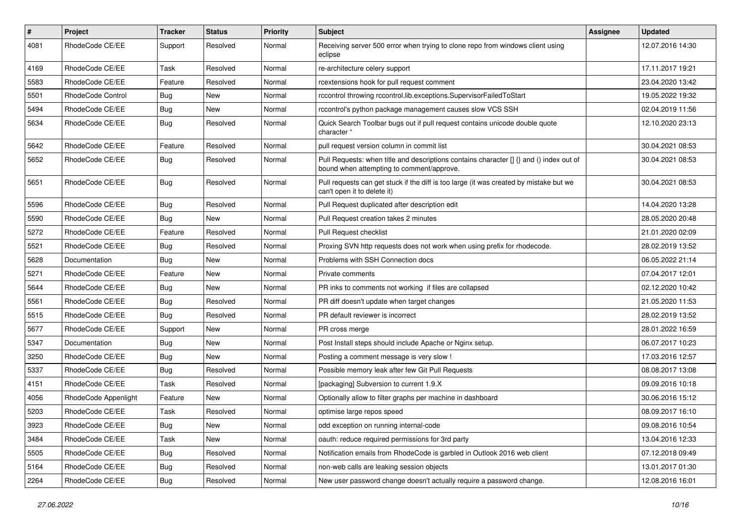| # | Project | Tracker | Status | Priority | Subject | Assignee | Updated |
|---|---|---|---|---|---|---|---|
| 4081 | RhodeCode CE/EE | Support | Resolved | Normal | Receiving server 500 error when trying to clone repo from windows client using eclipse | | 12.07.2016 14:30 |
| 4169 | RhodeCode CE/EE | Task | Resolved | Normal | re-architecture celery support | | 17.11.2017 19:21 |
| 5583 | RhodeCode CE/EE | Feature | Resolved | Normal | rcextensions hook for pull request comment | | 23.04.2020 13:42 |
| 5501 | RhodeCode Control | Bug | New | Normal | rccontrol throwing rccontrol.lib.exceptions.SupervisorFailedToStart | | 19.05.2022 19:32 |
| 5494 | RhodeCode CE/EE | Bug | New | Normal | rccontrol's python package management causes slow VCS SSH | | 02.04.2019 11:56 |
| 5634 | RhodeCode CE/EE | Bug | Resolved | Normal | Quick Search Toolbar bugs out if pull request contains unicode double quote character " | | 12.10.2020 23:13 |
| 5642 | RhodeCode CE/EE | Feature | Resolved | Normal | pull request version column in commit list | | 30.04.2021 08:53 |
| 5652 | RhodeCode CE/EE | Bug | Resolved | Normal | Pull Requests: when title and descriptions contains character [] {} and () index out of bound when attempting to comment/approve. | | 30.04.2021 08:53 |
| 5651 | RhodeCode CE/EE | Bug | Resolved | Normal | Pull requests can get stuck if the diff is too large (it was created by mistake but we can't open it to delete it) | | 30.04.2021 08:53 |
| 5596 | RhodeCode CE/EE | Bug | Resolved | Normal | Pull Request duplicated after description edit | | 14.04.2020 13:28 |
| 5590 | RhodeCode CE/EE | Bug | New | Normal | Pull Request creation takes 2 minutes | | 28.05.2020 20:48 |
| 5272 | RhodeCode CE/EE | Feature | Resolved | Normal | Pull Request checklist | | 21.01.2020 02:09 |
| 5521 | RhodeCode CE/EE | Bug | Resolved | Normal | Proxing SVN http requests does not work when using prefix for rhodecode. | | 28.02.2019 13:52 |
| 5628 | Documentation | Bug | New | Normal | Problems with SSH Connection docs | | 06.05.2022 21:14 |
| 5271 | RhodeCode CE/EE | Feature | New | Normal | Private comments | | 07.04.2017 12:01 |
| 5644 | RhodeCode CE/EE | Bug | New | Normal | PR inks to comments not working if files are collapsed | | 02.12.2020 10:42 |
| 5561 | RhodeCode CE/EE | Bug | Resolved | Normal | PR diff doesn't update when target changes | | 21.05.2020 11:53 |
| 5515 | RhodeCode CE/EE | Bug | Resolved | Normal | PR default reviewer is incorrect | | 28.02.2019 13:52 |
| 5677 | RhodeCode CE/EE | Support | New | Normal | PR cross merge | | 28.01.2022 16:59 |
| 5347 | Documentation | Bug | New | Normal | Post Install steps should include Apache or Nginx setup. | | 06.07.2017 10:23 |
| 3250 | RhodeCode CE/EE | Bug | New | Normal | Posting a comment message is very slow ! | | 17.03.2016 12:57 |
| 5337 | RhodeCode CE/EE | Bug | Resolved | Normal | Possible memory leak after few Git Pull Requests | | 08.08.2017 13:08 |
| 4151 | RhodeCode CE/EE | Task | Resolved | Normal | [packaging] Subversion to current 1.9.X | | 09.09.2016 10:18 |
| 4056 | RhodeCode Appenlight | Feature | New | Normal | Optionally allow to filter graphs per machine in dashboard | | 30.06.2016 15:12 |
| 5203 | RhodeCode CE/EE | Task | Resolved | Normal | optimise large repos speed | | 08.09.2017 16:10 |
| 3923 | RhodeCode CE/EE | Bug | New | Normal | odd exception on running internal-code | | 09.08.2016 10:54 |
| 3484 | RhodeCode CE/EE | Task | New | Normal | oauth: reduce required permissions for 3rd party | | 13.04.2016 12:33 |
| 5505 | RhodeCode CE/EE | Bug | Resolved | Normal | Notification emails from RhodeCode is garbled in Outlook 2016 web client | | 07.12.2018 09:49 |
| 5164 | RhodeCode CE/EE | Bug | Resolved | Normal | non-web calls are leaking session objects | | 13.01.2017 01:30 |
| 2264 | RhodeCode CE/EE | Bug | Resolved | Normal | New user password change doesn't actually require a password change. | | 12.08.2016 16:01 |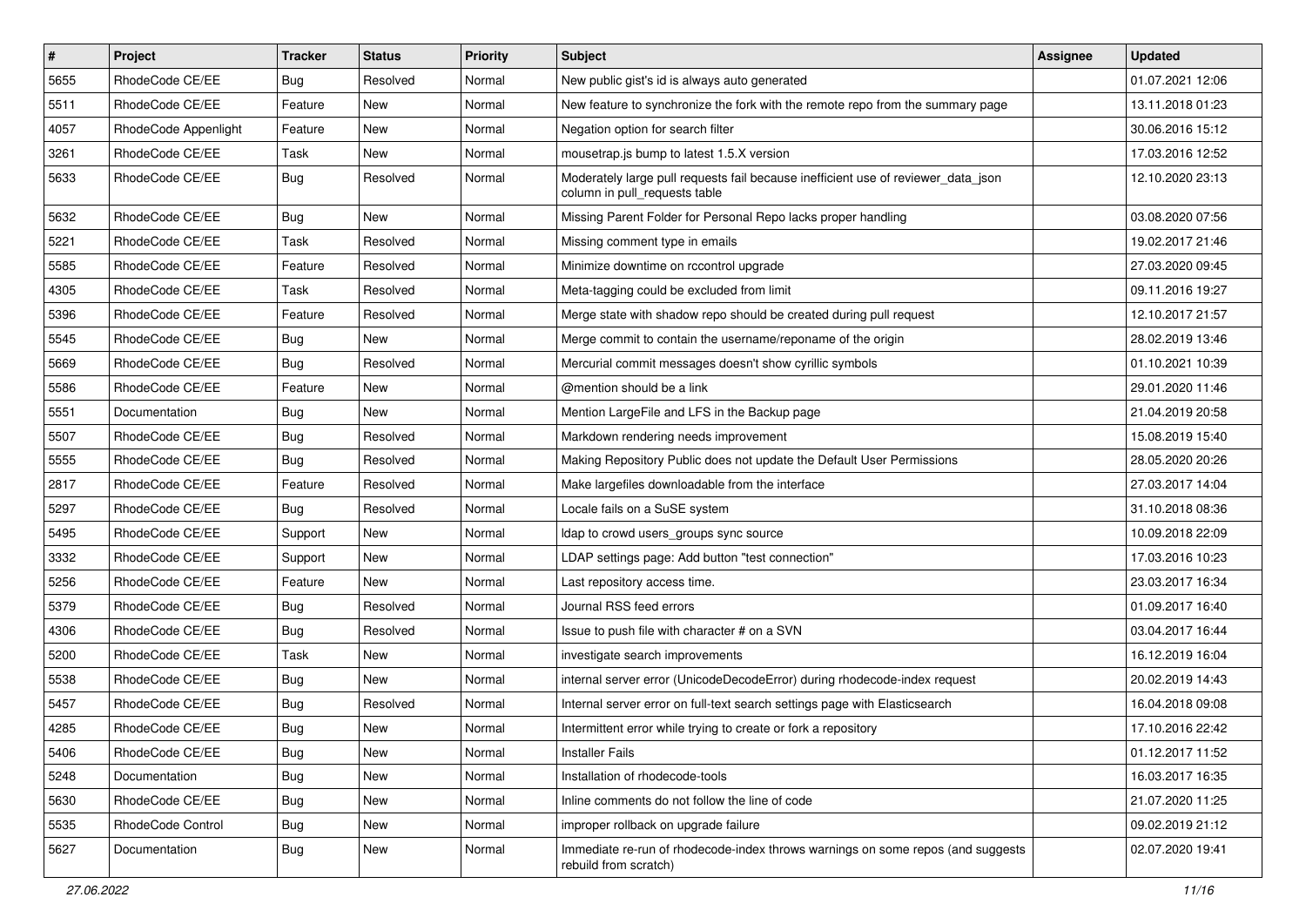| # | Project | Tracker | Status | Priority | Subject | Assignee | Updated |
|---|---|---|---|---|---|---|---|
| 5655 | RhodeCode CE/EE | Bug | Resolved | Normal | New public gist's id is always auto generated | | 01.07.2021 12:06 |
| 5511 | RhodeCode CE/EE | Feature | New | Normal | New feature to synchronize the fork with the remote repo from the summary page | | 13.11.2018 01:23 |
| 4057 | RhodeCode Appenlight | Feature | New | Normal | Negation option for search filter | | 30.06.2016 15:12 |
| 3261 | RhodeCode CE/EE | Task | New | Normal | mousetrap.js bump to latest 1.5.X version | | 17.03.2016 12:52 |
| 5633 | RhodeCode CE/EE | Bug | Resolved | Normal | Moderately large pull requests fail because inefficient use of reviewer_data_json column in pull_requests table | | 12.10.2020 23:13 |
| 5632 | RhodeCode CE/EE | Bug | New | Normal | Missing Parent Folder for Personal Repo lacks proper handling | | 03.08.2020 07:56 |
| 5221 | RhodeCode CE/EE | Task | Resolved | Normal | Missing comment type in emails | | 19.02.2017 21:46 |
| 5585 | RhodeCode CE/EE | Feature | Resolved | Normal | Minimize downtime on rccontrol upgrade | | 27.03.2020 09:45 |
| 4305 | RhodeCode CE/EE | Task | Resolved | Normal | Meta-tagging could be excluded from limit | | 09.11.2016 19:27 |
| 5396 | RhodeCode CE/EE | Feature | Resolved | Normal | Merge state with shadow repo should be created during pull request | | 12.10.2017 21:57 |
| 5545 | RhodeCode CE/EE | Bug | New | Normal | Merge commit to contain the username/reponame of the origin | | 28.02.2019 13:46 |
| 5669 | RhodeCode CE/EE | Bug | Resolved | Normal | Mercurial commit messages doesn't show cyrillic symbols | | 01.10.2021 10:39 |
| 5586 | RhodeCode CE/EE | Feature | New | Normal | @mention should be a link | | 29.01.2020 11:46 |
| 5551 | Documentation | Bug | New | Normal | Mention LargeFile and LFS in the Backup page | | 21.04.2019 20:58 |
| 5507 | RhodeCode CE/EE | Bug | Resolved | Normal | Markdown rendering needs improvement | | 15.08.2019 15:40 |
| 5555 | RhodeCode CE/EE | Bug | Resolved | Normal | Making Repository Public does not update the Default User Permissions | | 28.05.2020 20:26 |
| 2817 | RhodeCode CE/EE | Feature | Resolved | Normal | Make largefiles downloadable from the interface | | 27.03.2017 14:04 |
| 5297 | RhodeCode CE/EE | Bug | Resolved | Normal | Locale fails on a SuSE system | | 31.10.2018 08:36 |
| 5495 | RhodeCode CE/EE | Support | New | Normal | ldap to crowd users_groups sync source | | 10.09.2018 22:09 |
| 3332 | RhodeCode CE/EE | Support | New | Normal | LDAP settings page: Add button "test connection" | | 17.03.2016 10:23 |
| 5256 | RhodeCode CE/EE | Feature | New | Normal | Last repository access time. | | 23.03.2017 16:34 |
| 5379 | RhodeCode CE/EE | Bug | Resolved | Normal | Journal RSS feed errors | | 01.09.2017 16:40 |
| 4306 | RhodeCode CE/EE | Bug | Resolved | Normal | Issue to push file with character # on a SVN | | 03.04.2017 16:44 |
| 5200 | RhodeCode CE/EE | Task | New | Normal | investigate search improvements | | 16.12.2019 16:04 |
| 5538 | RhodeCode CE/EE | Bug | New | Normal | internal server error (UnicodeDecodeError) during rhodecode-index request | | 20.02.2019 14:43 |
| 5457 | RhodeCode CE/EE | Bug | Resolved | Normal | Internal server error on full-text search settings page with Elasticsearch | | 16.04.2018 09:08 |
| 4285 | RhodeCode CE/EE | Bug | New | Normal | Intermittent error while trying to create or fork a repository | | 17.10.2016 22:42 |
| 5406 | RhodeCode CE/EE | Bug | New | Normal | Installer Fails | | 01.12.2017 11:52 |
| 5248 | Documentation | Bug | New | Normal | Installation of rhodecode-tools | | 16.03.2017 16:35 |
| 5630 | RhodeCode CE/EE | Bug | New | Normal | Inline comments do not follow the line of code | | 21.07.2020 11:25 |
| 5535 | RhodeCode Control | Bug | New | Normal | improper rollback on upgrade failure | | 09.02.2019 21:12 |
| 5627 | Documentation | Bug | New | Normal | Immediate re-run of rhodecode-index throws warnings on some repos (and suggests rebuild from scratch) | | 02.07.2020 19:41 |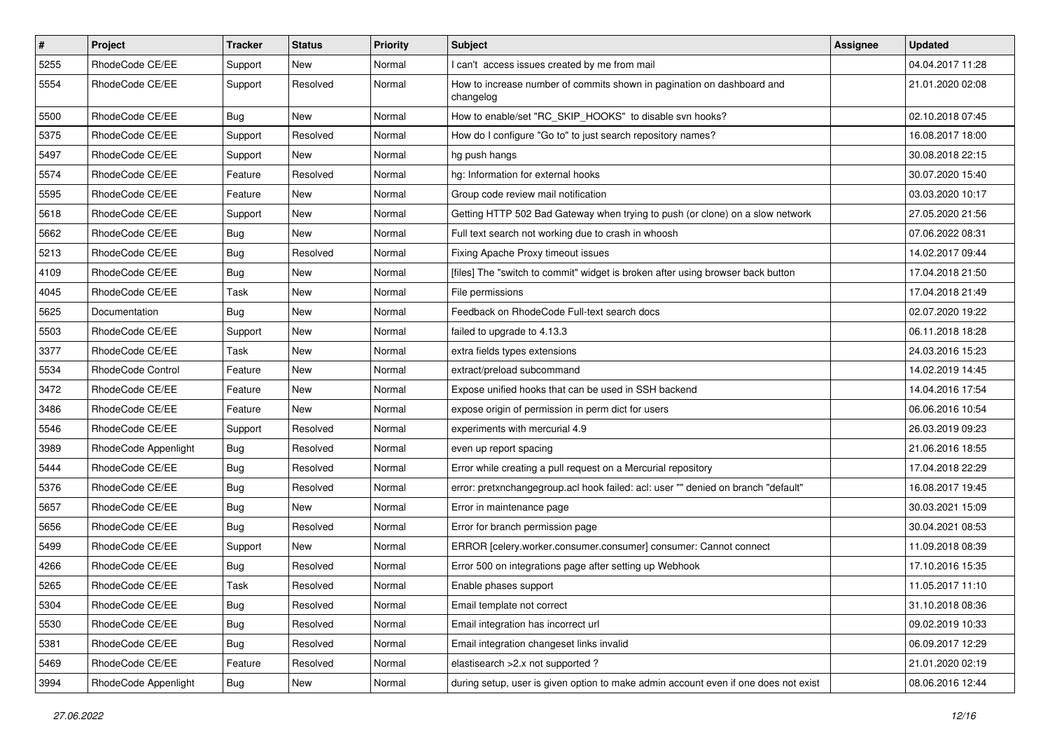| # | Project | Tracker | Status | Priority | Subject | Assignee | Updated |
|---|---|---|---|---|---|---|---|
| 5255 | RhodeCode CE/EE | Support | New | Normal | I can't access issues created by me from mail | | 04.04.2017 11:28 |
| 5554 | RhodeCode CE/EE | Support | Resolved | Normal | How to increase number of commits shown in pagination on dashboard and changelog | | 21.01.2020 02:08 |
| 5500 | RhodeCode CE/EE | Bug | New | Normal | How to enable/set "RC_SKIP_HOOKS" to disable svn hooks? | | 02.10.2018 07:45 |
| 5375 | RhodeCode CE/EE | Support | Resolved | Normal | How do I configure "Go to" to just search repository names? | | 16.08.2017 18:00 |
| 5497 | RhodeCode CE/EE | Support | New | Normal | hg push hangs | | 30.08.2018 22:15 |
| 5574 | RhodeCode CE/EE | Feature | Resolved | Normal | hg: Information for external hooks | | 30.07.2020 15:40 |
| 5595 | RhodeCode CE/EE | Feature | New | Normal | Group code review mail notification | | 03.03.2020 10:17 |
| 5618 | RhodeCode CE/EE | Support | New | Normal | Getting HTTP 502 Bad Gateway when trying to push (or clone) on a slow network | | 27.05.2020 21:56 |
| 5662 | RhodeCode CE/EE | Bug | New | Normal | Full text search not working due to crash in whoosh | | 07.06.2022 08:31 |
| 5213 | RhodeCode CE/EE | Bug | Resolved | Normal | Fixing Apache Proxy timeout issues | | 14.02.2017 09:44 |
| 4109 | RhodeCode CE/EE | Bug | New | Normal | [files] The "switch to commit" widget is broken after using browser back button | | 17.04.2018 21:50 |
| 4045 | RhodeCode CE/EE | Task | New | Normal | File permissions | | 17.04.2018 21:49 |
| 5625 | Documentation | Bug | New | Normal | Feedback on RhodeCode Full-text search docs | | 02.07.2020 19:22 |
| 5503 | RhodeCode CE/EE | Support | New | Normal | failed to upgrade to 4.13.3 | | 06.11.2018 18:28 |
| 3377 | RhodeCode CE/EE | Task | New | Normal | extra fields types extensions | | 24.03.2016 15:23 |
| 5534 | RhodeCode Control | Feature | New | Normal | extract/preload subcommand | | 14.02.2019 14:45 |
| 3472 | RhodeCode CE/EE | Feature | New | Normal | Expose unified hooks that can be used in SSH backend | | 14.04.2016 17:54 |
| 3486 | RhodeCode CE/EE | Feature | New | Normal | expose origin of permission in perm dict for users | | 06.06.2016 10:54 |
| 5546 | RhodeCode CE/EE | Support | Resolved | Normal | experiments with mercurial 4.9 | | 26.03.2019 09:23 |
| 3989 | RhodeCode Appenlight | Bug | Resolved | Normal | even up report spacing | | 21.06.2016 18:55 |
| 5444 | RhodeCode CE/EE | Bug | Resolved | Normal | Error while creating a pull request on a Mercurial repository | | 17.04.2018 22:29 |
| 5376 | RhodeCode CE/EE | Bug | Resolved | Normal | error: pretxnchangegroup.acl hook failed: acl: user "" denied on branch "default" | | 16.08.2017 19:45 |
| 5657 | RhodeCode CE/EE | Bug | New | Normal | Error in maintenance page | | 30.03.2021 15:09 |
| 5656 | RhodeCode CE/EE | Bug | Resolved | Normal | Error for branch permission page | | 30.04.2021 08:53 |
| 5499 | RhodeCode CE/EE | Support | New | Normal | ERROR [celery.worker.consumer.consumer] consumer: Cannot connect | | 11.09.2018 08:39 |
| 4266 | RhodeCode CE/EE | Bug | Resolved | Normal | Error 500 on integrations page after setting up Webhook | | 17.10.2016 15:35 |
| 5265 | RhodeCode CE/EE | Task | Resolved | Normal | Enable phases support | | 11.05.2017 11:10 |
| 5304 | RhodeCode CE/EE | Bug | Resolved | Normal | Email template not correct | | 31.10.2018 08:36 |
| 5530 | RhodeCode CE/EE | Bug | Resolved | Normal | Email integration has incorrect url | | 09.02.2019 10:33 |
| 5381 | RhodeCode CE/EE | Bug | Resolved | Normal | Email integration changeset links invalid | | 06.09.2017 12:29 |
| 5469 | RhodeCode CE/EE | Feature | Resolved | Normal | elastisearch >2.x not supported ? | | 21.01.2020 02:19 |
| 3994 | RhodeCode Appenlight | Bug | New | Normal | during setup, user is given option to make admin account even if one does not exist | | 08.06.2016 12:44 |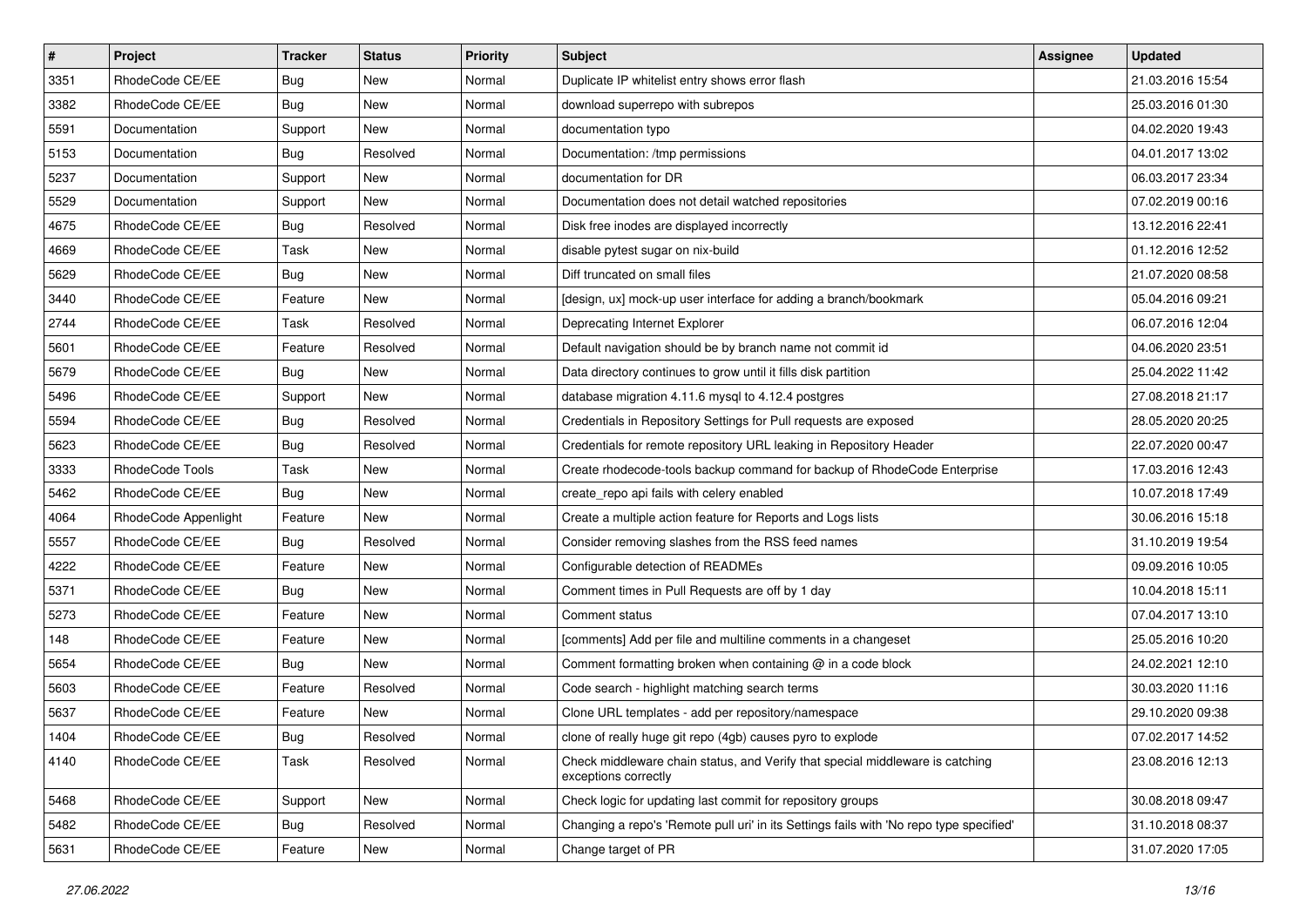| # | Project | Tracker | Status | Priority | Subject | Assignee | Updated |
|---|---|---|---|---|---|---|---|
| 3351 | RhodeCode CE/EE | Bug | New | Normal | Duplicate IP whitelist entry shows error flash | | 21.03.2016 15:54 |
| 3382 | RhodeCode CE/EE | Bug | New | Normal | download superrepo with subrepos | | 25.03.2016 01:30 |
| 5591 | Documentation | Support | New | Normal | documentation typo | | 04.02.2020 19:43 |
| 5153 | Documentation | Bug | Resolved | Normal | Documentation: /tmp permissions | | 04.01.2017 13:02 |
| 5237 | Documentation | Support | New | Normal | documentation for DR | | 06.03.2017 23:34 |
| 5529 | Documentation | Support | New | Normal | Documentation does not detail watched repositories | | 07.02.2019 00:16 |
| 4675 | RhodeCode CE/EE | Bug | Resolved | Normal | Disk free inodes are displayed incorrectly | | 13.12.2016 22:41 |
| 4669 | RhodeCode CE/EE | Task | New | Normal | disable pytest sugar on nix-build | | 01.12.2016 12:52 |
| 5629 | RhodeCode CE/EE | Bug | New | Normal | Diff truncated on small files | | 21.07.2020 08:58 |
| 3440 | RhodeCode CE/EE | Feature | New | Normal | [design, ux] mock-up user interface for adding a branch/bookmark | | 05.04.2016 09:21 |
| 2744 | RhodeCode CE/EE | Task | Resolved | Normal | Deprecating Internet Explorer | | 06.07.2016 12:04 |
| 5601 | RhodeCode CE/EE | Feature | Resolved | Normal | Default navigation should be by branch name not commit id | | 04.06.2020 23:51 |
| 5679 | RhodeCode CE/EE | Bug | New | Normal | Data directory continues to grow until it fills disk partition | | 25.04.2022 11:42 |
| 5496 | RhodeCode CE/EE | Support | New | Normal | database migration 4.11.6 mysql to 4.12.4 postgres | | 27.08.2018 21:17 |
| 5594 | RhodeCode CE/EE | Bug | Resolved | Normal | Credentials in Repository Settings for Pull requests are exposed | | 28.05.2020 20:25 |
| 5623 | RhodeCode CE/EE | Bug | Resolved | Normal | Credentials for remote repository URL leaking in Repository Header | | 22.07.2020 00:47 |
| 3333 | RhodeCode Tools | Task | New | Normal | Create rhodecode-tools backup command for backup of RhodeCode Enterprise | | 17.03.2016 12:43 |
| 5462 | RhodeCode CE/EE | Bug | New | Normal | create_repo api fails with celery enabled | | 10.07.2018 17:49 |
| 4064 | RhodeCode Appenlight | Feature | New | Normal | Create a multiple action feature for Reports and Logs lists | | 30.06.2016 15:18 |
| 5557 | RhodeCode CE/EE | Bug | Resolved | Normal | Consider removing slashes from the RSS feed names | | 31.10.2019 19:54 |
| 4222 | RhodeCode CE/EE | Feature | New | Normal | Configurable detection of READMEs | | 09.09.2016 10:05 |
| 5371 | RhodeCode CE/EE | Bug | New | Normal | Comment times in Pull Requests are off by 1 day | | 10.04.2018 15:11 |
| 5273 | RhodeCode CE/EE | Feature | New | Normal | Comment status | | 07.04.2017 13:10 |
| 148 | RhodeCode CE/EE | Feature | New | Normal | [comments] Add per file and multiline comments in a changeset | | 25.05.2016 10:20 |
| 5654 | RhodeCode CE/EE | Bug | New | Normal | Comment formatting broken when containing @ in a code block | | 24.02.2021 12:10 |
| 5603 | RhodeCode CE/EE | Feature | Resolved | Normal | Code search - highlight matching search terms | | 30.03.2020 11:16 |
| 5637 | RhodeCode CE/EE | Feature | New | Normal | Clone URL templates - add per repository/namespace | | 29.10.2020 09:38 |
| 1404 | RhodeCode CE/EE | Bug | Resolved | Normal | clone of really huge git repo (4gb) causes pyro to explode | | 07.02.2017 14:52 |
| 4140 | RhodeCode CE/EE | Task | Resolved | Normal | Check middleware chain status, and Verify that special middleware is catching exceptions correctly | | 23.08.2016 12:13 |
| 5468 | RhodeCode CE/EE | Support | New | Normal | Check logic for updating last commit for repository groups | | 30.08.2018 09:47 |
| 5482 | RhodeCode CE/EE | Bug | Resolved | Normal | Changing a repo's 'Remote pull uri' in its Settings fails with 'No repo type specified' | | 31.10.2018 08:37 |
| 5631 | RhodeCode CE/EE | Feature | New | Normal | Change target of PR | | 31.07.2020 17:05 |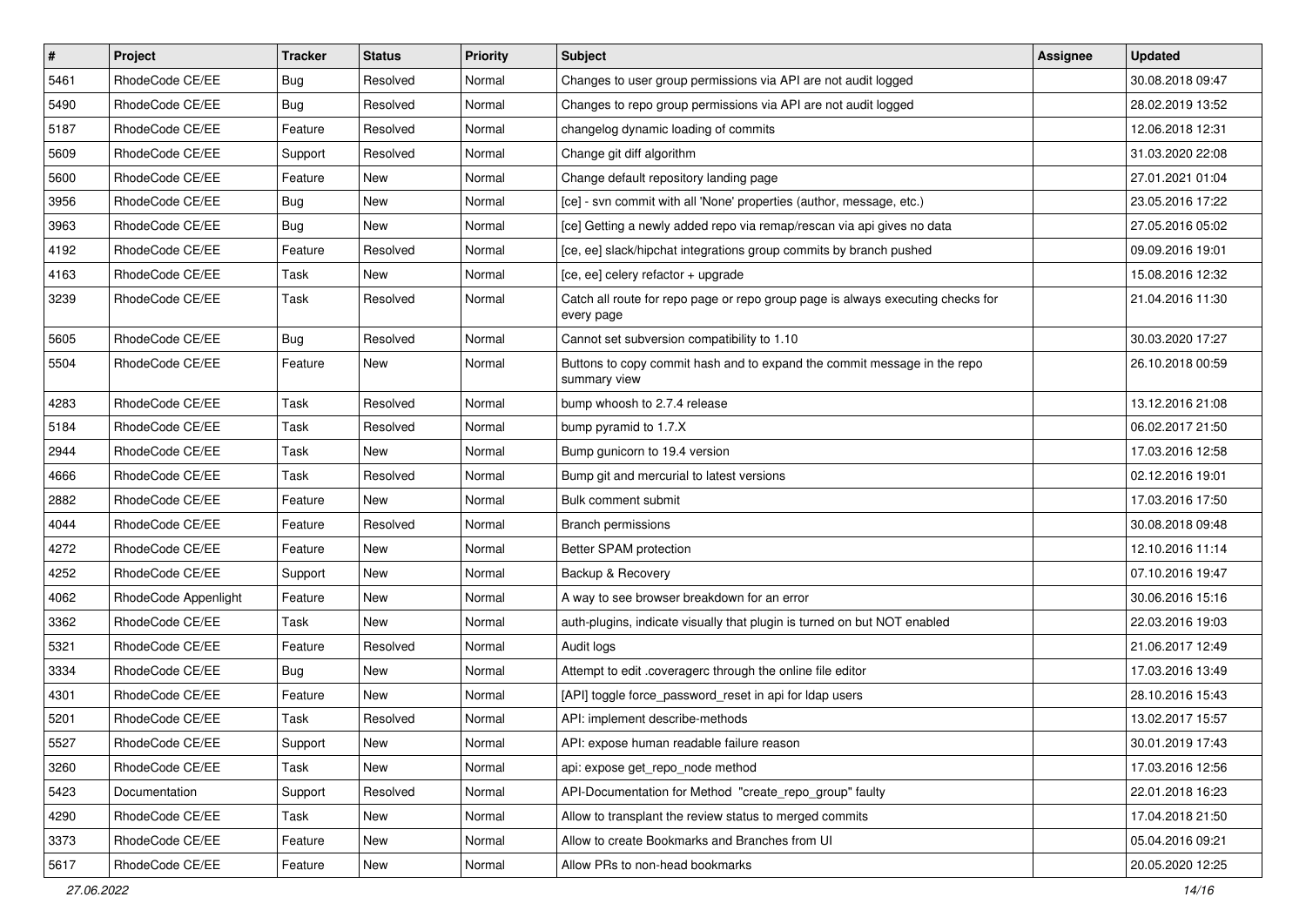| # | Project | Tracker | Status | Priority | Subject | Assignee | Updated |
|---|---|---|---|---|---|---|---|
| 5461 | RhodeCode CE/EE | Bug | Resolved | Normal | Changes to user group permissions via API are not audit logged | | 30.08.2018 09:47 |
| 5490 | RhodeCode CE/EE | Bug | Resolved | Normal | Changes to repo group permissions via API are not audit logged | | 28.02.2019 13:52 |
| 5187 | RhodeCode CE/EE | Feature | Resolved | Normal | changelog dynamic loading of commits | | 12.06.2018 12:31 |
| 5609 | RhodeCode CE/EE | Support | Resolved | Normal | Change git diff algorithm | | 31.03.2020 22:08 |
| 5600 | RhodeCode CE/EE | Feature | New | Normal | Change default repository landing page | | 27.01.2021 01:04 |
| 3956 | RhodeCode CE/EE | Bug | New | Normal | [ce] - svn commit with all 'None' properties (author, message, etc.) | | 23.05.2016 17:22 |
| 3963 | RhodeCode CE/EE | Bug | New | Normal | [ce] Getting a newly added repo via remap/rescan via api gives no data | | 27.05.2016 05:02 |
| 4192 | RhodeCode CE/EE | Feature | Resolved | Normal | [ce, ee] slack/hipchat integrations group commits by branch pushed | | 09.09.2016 19:01 |
| 4163 | RhodeCode CE/EE | Task | New | Normal | [ce, ee] celery refactor + upgrade | | 15.08.2016 12:32 |
| 3239 | RhodeCode CE/EE | Task | Resolved | Normal | Catch all route for repo page or repo group page is always executing checks for every page | | 21.04.2016 11:30 |
| 5605 | RhodeCode CE/EE | Bug | Resolved | Normal | Cannot set subversion compatibility to 1.10 | | 30.03.2020 17:27 |
| 5504 | RhodeCode CE/EE | Feature | New | Normal | Buttons to copy commit hash and to expand the commit message in the repo summary view | | 26.10.2018 00:59 |
| 4283 | RhodeCode CE/EE | Task | Resolved | Normal | bump whoosh to 2.7.4 release | | 13.12.2016 21:08 |
| 5184 | RhodeCode CE/EE | Task | Resolved | Normal | bump pyramid to 1.7.X | | 06.02.2017 21:50 |
| 2944 | RhodeCode CE/EE | Task | New | Normal | Bump gunicorn to 19.4 version | | 17.03.2016 12:58 |
| 4666 | RhodeCode CE/EE | Task | Resolved | Normal | Bump git and mercurial to latest versions | | 02.12.2016 19:01 |
| 2882 | RhodeCode CE/EE | Feature | New | Normal | Bulk comment submit | | 17.03.2016 17:50 |
| 4044 | RhodeCode CE/EE | Feature | Resolved | Normal | Branch permissions | | 30.08.2018 09:48 |
| 4272 | RhodeCode CE/EE | Feature | New | Normal | Better SPAM protection | | 12.10.2016 11:14 |
| 4252 | RhodeCode CE/EE | Support | New | Normal | Backup & Recovery | | 07.10.2016 19:47 |
| 4062 | RhodeCode Appenlight | Feature | New | Normal | A way to see browser breakdown for an error | | 30.06.2016 15:16 |
| 3362 | RhodeCode CE/EE | Task | New | Normal | auth-plugins, indicate visually that plugin is turned on but NOT enabled | | 22.03.2016 19:03 |
| 5321 | RhodeCode CE/EE | Feature | Resolved | Normal | Audit logs | | 21.06.2017 12:49 |
| 3334 | RhodeCode CE/EE | Bug | New | Normal | Attempt to edit .coveragerc through the online file editor | | 17.03.2016 13:49 |
| 4301 | RhodeCode CE/EE | Feature | New | Normal | [API] toggle force_password_reset in api for ldap users | | 28.10.2016 15:43 |
| 5201 | RhodeCode CE/EE | Task | Resolved | Normal | API: implement describe-methods | | 13.02.2017 15:57 |
| 5527 | RhodeCode CE/EE | Support | New | Normal | API: expose human readable failure reason | | 30.01.2019 17:43 |
| 3260 | RhodeCode CE/EE | Task | New | Normal | api: expose get_repo_node method | | 17.03.2016 12:56 |
| 5423 | Documentation | Support | Resolved | Normal | API-Documentation for Method "create_repo_group" faulty | | 22.01.2018 16:23 |
| 4290 | RhodeCode CE/EE | Task | New | Normal | Allow to transplant the review status to merged commits | | 17.04.2018 21:50 |
| 3373 | RhodeCode CE/EE | Feature | New | Normal | Allow to create Bookmarks and Branches from UI | | 05.04.2016 09:21 |
| 5617 | RhodeCode CE/EE | Feature | New | Normal | Allow PRs to non-head bookmarks | | 20.05.2020 12:25 |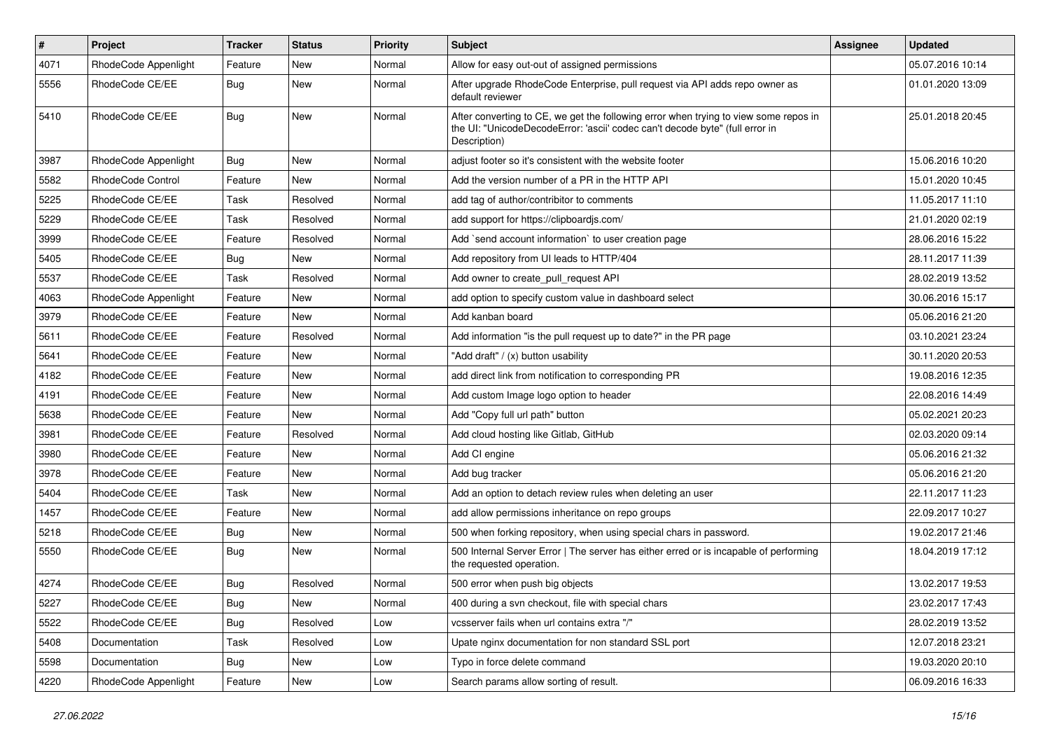| # | Project | Tracker | Status | Priority | Subject | Assignee | Updated |
|---|---|---|---|---|---|---|---|
| 4071 | RhodeCode Appenlight | Feature | New | Normal | Allow for easy out-out of assigned permissions | | 05.07.2016 10:14 |
| 5556 | RhodeCode CE/EE | Bug | New | Normal | After upgrade RhodeCode Enterprise, pull request via API adds repo owner as default reviewer | | 01.01.2020 13:09 |
| 5410 | RhodeCode CE/EE | Bug | New | Normal | After converting to CE, we get the following error when trying to view some repos in the UI: "UnicodeDecodeError: 'ascii' codec can't decode byte" (full error in Description) | | 25.01.2018 20:45 |
| 3987 | RhodeCode Appenlight | Bug | New | Normal | adjust footer so it's consistent with the website footer | | 15.06.2016 10:20 |
| 5582 | RhodeCode Control | Feature | New | Normal | Add the version number of a PR in the HTTP API | | 15.01.2020 10:45 |
| 5225 | RhodeCode CE/EE | Task | Resolved | Normal | add tag of author/contribitor to comments | | 11.05.2017 11:10 |
| 5229 | RhodeCode CE/EE | Task | Resolved | Normal | add support for https://clipboardjs.com/ | | 21.01.2020 02:19 |
| 3999 | RhodeCode CE/EE | Feature | Resolved | Normal | Add `send account information` to user creation page | | 28.06.2016 15:22 |
| 5405 | RhodeCode CE/EE | Bug | New | Normal | Add repository from UI leads to HTTP/404 | | 28.11.2017 11:39 |
| 5537 | RhodeCode CE/EE | Task | Resolved | Normal | Add owner to create_pull_request API | | 28.02.2019 13:52 |
| 4063 | RhodeCode Appenlight | Feature | New | Normal | add option to specify custom value in dashboard select | | 30.06.2016 15:17 |
| 3979 | RhodeCode CE/EE | Feature | New | Normal | Add kanban board | | 05.06.2016 21:20 |
| 5611 | RhodeCode CE/EE | Feature | Resolved | Normal | Add information "is the pull request up to date?" in the PR page | | 03.10.2021 23:24 |
| 5641 | RhodeCode CE/EE | Feature | New | Normal | "Add draft" / (x) button usability | | 30.11.2020 20:53 |
| 4182 | RhodeCode CE/EE | Feature | New | Normal | add direct link from notification to corresponding PR | | 19.08.2016 12:35 |
| 4191 | RhodeCode CE/EE | Feature | New | Normal | Add custom Image logo option to header | | 22.08.2016 14:49 |
| 5638 | RhodeCode CE/EE | Feature | New | Normal | Add "Copy full url path" button | | 05.02.2021 20:23 |
| 3981 | RhodeCode CE/EE | Feature | Resolved | Normal | Add cloud hosting like Gitlab, GitHub | | 02.03.2020 09:14 |
| 3980 | RhodeCode CE/EE | Feature | New | Normal | Add CI engine | | 05.06.2016 21:32 |
| 3978 | RhodeCode CE/EE | Feature | New | Normal | Add bug tracker | | 05.06.2016 21:20 |
| 5404 | RhodeCode CE/EE | Task | New | Normal | Add an option to detach review rules when deleting an user | | 22.11.2017 11:23 |
| 1457 | RhodeCode CE/EE | Feature | New | Normal | add allow permissions inheritance on repo groups | | 22.09.2017 10:27 |
| 5218 | RhodeCode CE/EE | Bug | New | Normal | 500 when forking repository, when using special chars in password. | | 19.02.2017 21:46 |
| 5550 | RhodeCode CE/EE | Bug | New | Normal | 500 Internal Server Error \| The server has either erred or is incapable of performing the requested operation. | | 18.04.2019 17:12 |
| 4274 | RhodeCode CE/EE | Bug | Resolved | Normal | 500 error when push big objects | | 13.02.2017 19:53 |
| 5227 | RhodeCode CE/EE | Bug | New | Normal | 400 during a svn checkout, file with special chars | | 23.02.2017 17:43 |
| 5522 | RhodeCode CE/EE | Bug | Resolved | Low | vcsserver fails when url contains extra "/" | | 28.02.2019 13:52 |
| 5408 | Documentation | Task | Resolved | Low | Upate nginx documentation for non standard SSL port | | 12.07.2018 23:21 |
| 5598 | Documentation | Bug | New | Low | Typo in force delete command | | 19.03.2020 20:10 |
| 4220 | RhodeCode Appenlight | Feature | New | Low | Search params allow sorting of result. | | 06.09.2016 16:33 |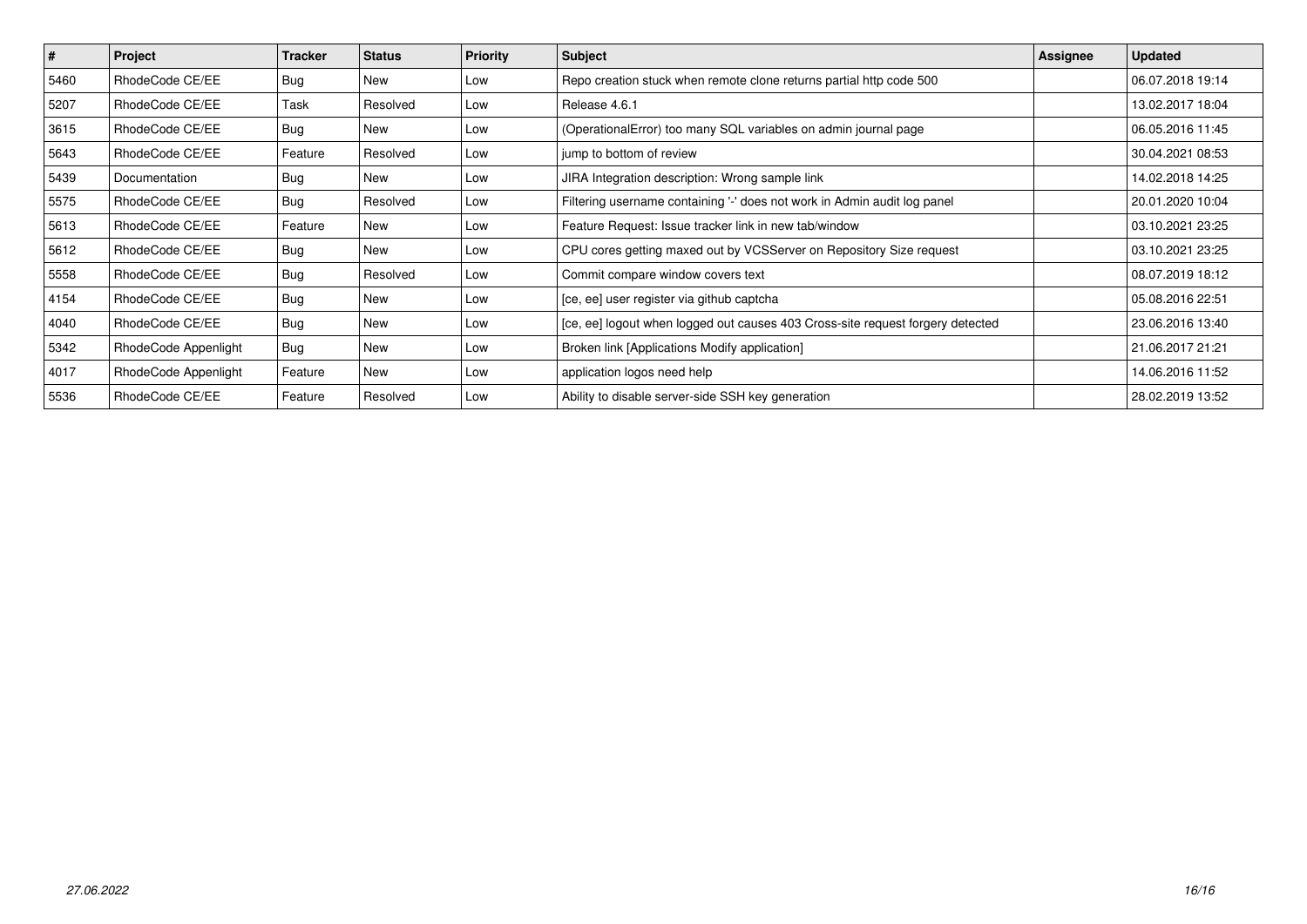| # | Project | Tracker | Status | Priority | Subject | Assignee | Updated |
|---|---|---|---|---|---|---|---|
| 5460 | RhodeCode CE/EE | Bug | New | Low | Repo creation stuck when remote clone returns partial http code 500 | | 06.07.2018 19:14 |
| 5207 | RhodeCode CE/EE | Task | Resolved | Low | Release 4.6.1 | | 13.02.2017 18:04 |
| 3615 | RhodeCode CE/EE | Bug | New | Low | (OperationalError) too many SQL variables on admin journal page | | 06.05.2016 11:45 |
| 5643 | RhodeCode CE/EE | Feature | Resolved | Low | jump to bottom of review | | 30.04.2021 08:53 |
| 5439 | Documentation | Bug | New | Low | JIRA Integration description: Wrong sample link | | 14.02.2018 14:25 |
| 5575 | RhodeCode CE/EE | Bug | Resolved | Low | Filtering username containing '-' does not work in Admin audit log panel | | 20.01.2020 10:04 |
| 5613 | RhodeCode CE/EE | Feature | New | Low | Feature Request: Issue tracker link in new tab/window | | 03.10.2021 23:25 |
| 5612 | RhodeCode CE/EE | Bug | New | Low | CPU cores getting maxed out by VCSServer on Repository Size request | | 03.10.2021 23:25 |
| 5558 | RhodeCode CE/EE | Bug | Resolved | Low | Commit compare window covers text | | 08.07.2019 18:12 |
| 4154 | RhodeCode CE/EE | Bug | New | Low | [ce, ee] user register via github captcha | | 05.08.2016 22:51 |
| 4040 | RhodeCode CE/EE | Bug | New | Low | [ce, ee] logout when logged out causes 403 Cross-site request forgery detected | | 23.06.2016 13:40 |
| 5342 | RhodeCode Appenlight | Bug | New | Low | Broken link [Applications Modify application] | | 21.06.2017 21:21 |
| 4017 | RhodeCode Appenlight | Feature | New | Low | application logos need help | | 14.06.2016 11:52 |
| 5536 | RhodeCode CE/EE | Feature | Resolved | Low | Ability to disable server-side SSH key generation | | 28.02.2019 13:52 |